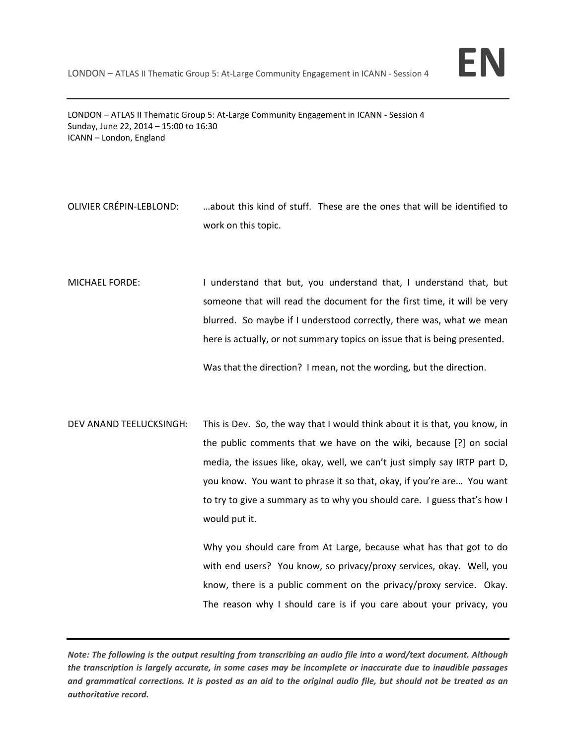LONDON – ATLAS II Thematic Group 5: At-Large Community Engagement in ICANN - Session 4
Sunday, June 22, 2014 – 15:00 to 16:30
ICANN – London, England

OLIVIER CRÉPIN-LEBLOND: …about this kind of stuff. These are the ones that will be identified to work on this topic.

MICHAEL FORDE: I understand that but, you understand that, I understand that, but someone that will read the document for the first time, it will be very blurred. So maybe if I understood correctly, there was, what we mean here is actually, or not summary topics on issue that is being presented.

Was that the direction? I mean, not the wording, but the direction.

DEV ANAND TEELUCKSINGH: This is Dev. So, the way that I would think about it is that, you know, in the public comments that we have on the wiki, because [?] on social media, the issues like, okay, well, we can't just simply say IRTP part D, you know. You want to phrase it so that, okay, if you're are… You want to try to give a summary as to why you should care. I guess that's how I would put it.

Why you should care from At Large, because what has that got to do with end users? You know, so privacy/proxy services, okay. Well, you know, there is a public comment on the privacy/proxy service. Okay. The reason why I should care is if you care about your privacy, you

*Note: The following is the output resulting from transcribing an audio file into a word/text document. Although the transcription is largely accurate, in some cases may be incomplete or inaccurate due to inaudible passages and grammatical corrections. It is posted as an aid to the original audio file, but should not be treated as an authoritative record.*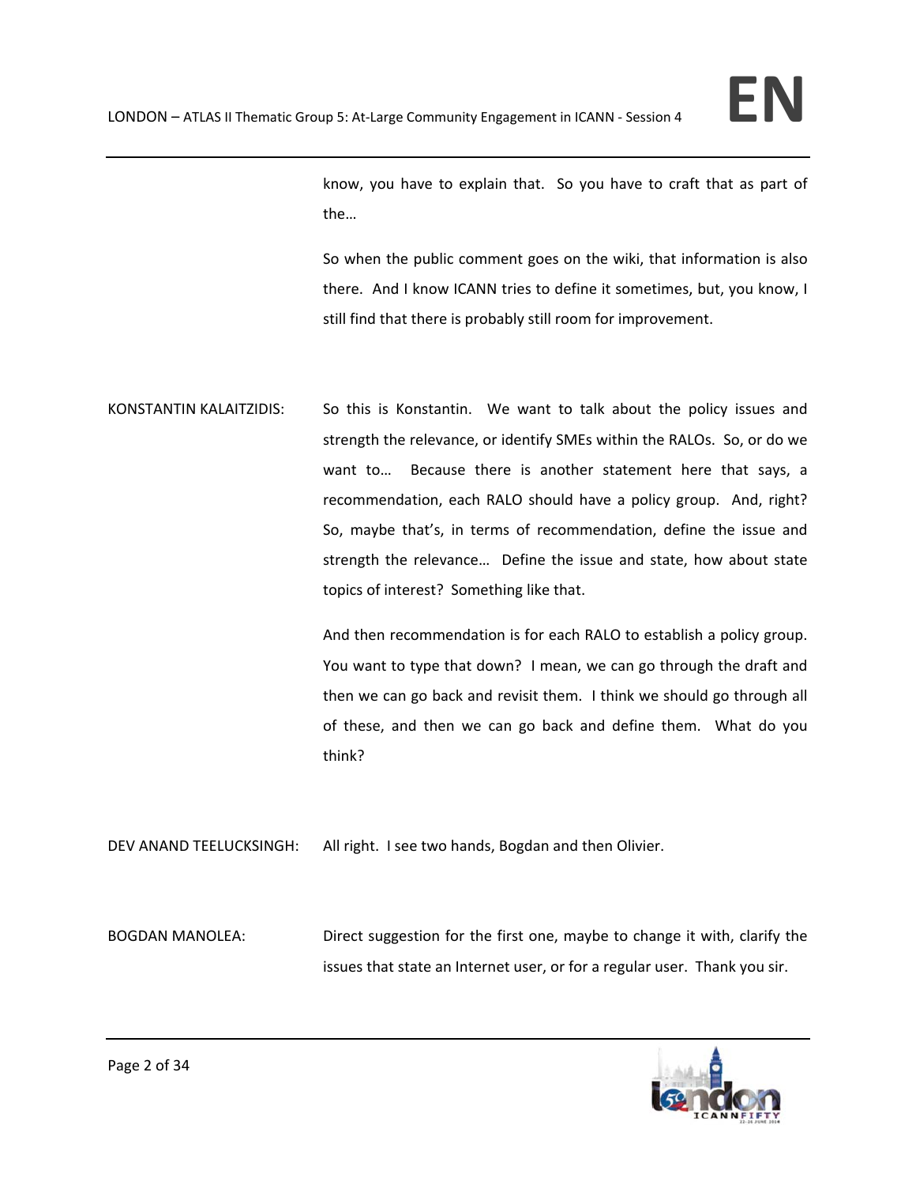know, you have to explain that. So you have to craft that as part of the…

So when the public comment goes on the wiki, that information is also there. And I know ICANN tries to define it sometimes, but, you know, I still find that there is probably still room for improvement.

KONSTANTIN KALAITZIDIS: So this is Konstantin. We want to talk about the policy issues and strength the relevance, or identify SMEs within the RALOs. So, or do we want to… Because there is another statement here that says, a recommendation, each RALO should have a policy group. And, right? So, maybe that's, in terms of recommendation, define the issue and strength the relevance… Define the issue and state, how about state topics of interest? Something like that.

And then recommendation is for each RALO to establish a policy group. You want to type that down? I mean, we can go through the draft and then we can go back and revisit them. I think we should go through all of these, and then we can go back and define them. What do you think?

DEV ANAND TEELUCKSINGH: All right. I see two hands, Bogdan and then Olivier.

BOGDAN MANOLEA: Direct suggestion for the first one, maybe to change it with, clarify the issues that state an Internet user, or for a regular user. Thank you sir.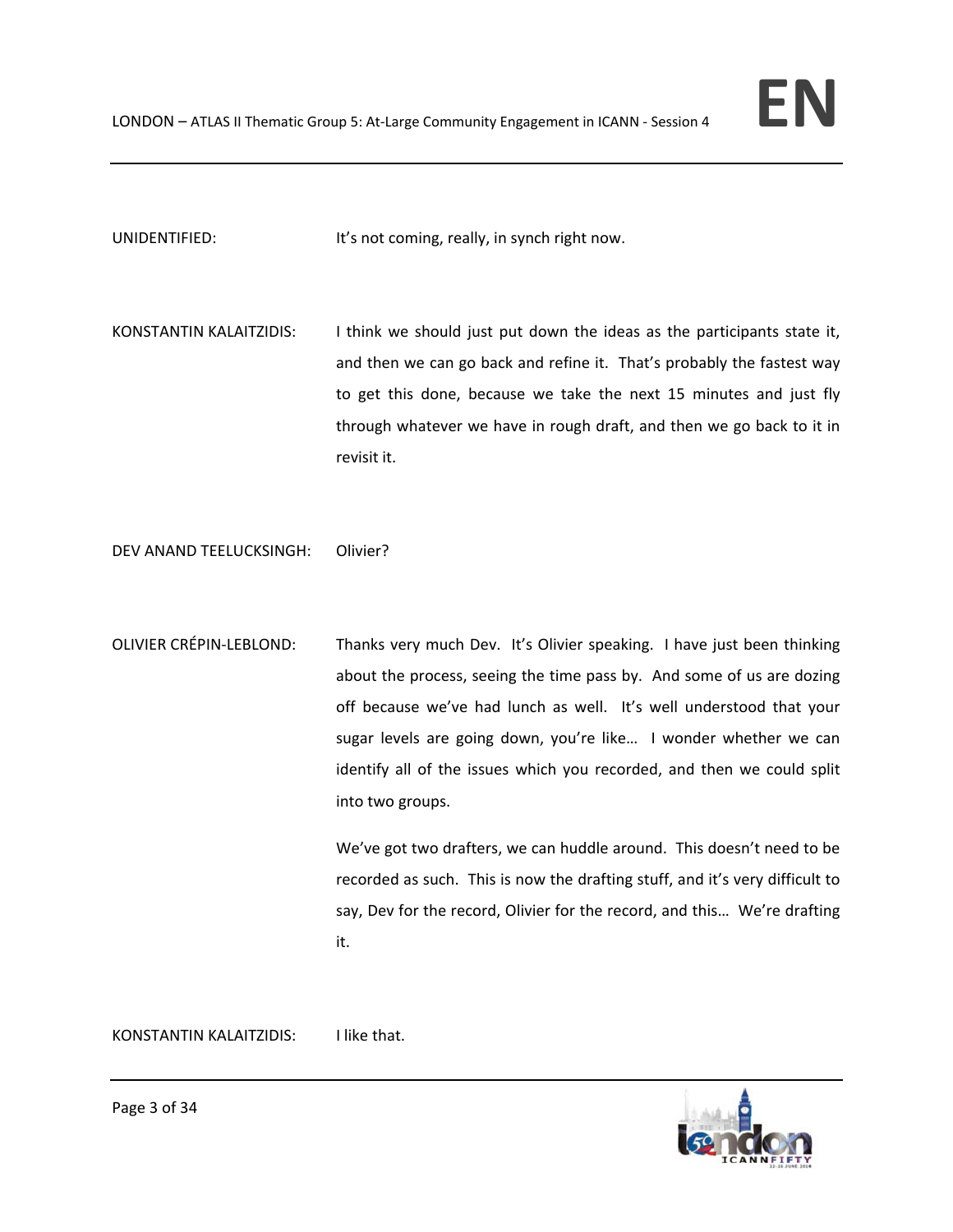UNIDENTIFIED: It's not coming, really, in synch right now.

KONSTANTIN KALAITZIDIS: I think we should just put down the ideas as the participants state it, and then we can go back and refine it. That's probably the fastest way to get this done, because we take the next 15 minutes and just fly through whatever we have in rough draft, and then we go back to it in revisit it.

DEV ANAND TEELUCKSINGH: Olivier?

OLIVIER CRÉPIN-LEBLOND: Thanks very much Dev. It's Olivier speaking. I have just been thinking about the process, seeing the time pass by. And some of us are dozing off because we've had lunch as well. It's well understood that your sugar levels are going down, you're like… I wonder whether we can identify all of the issues which you recorded, and then we could split into two groups.

We've got two drafters, we can huddle around. This doesn't need to be recorded as such. This is now the drafting stuff, and it's very difficult to say, Dev for the record, Olivier for the record, and this… We're drafting it.

KONSTANTIN KALAITZIDIS: I like that.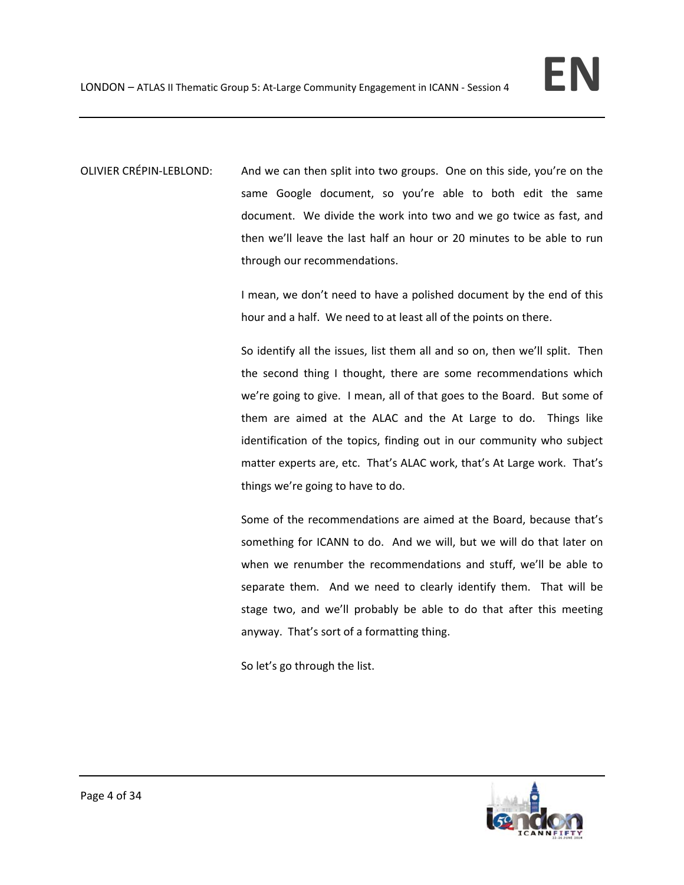OLIVIER CRÉPIN-LEBLOND: And we can then split into two groups. One on this side, you're on the same Google document, so you're able to both edit the same document. We divide the work into two and we go twice as fast, and then we'll leave the last half an hour or 20 minutes to be able to run through our recommendations.

I mean, we don't need to have a polished document by the end of this hour and a half. We need to at least all of the points on there.

So identify all the issues, list them all and so on, then we'll split. Then the second thing I thought, there are some recommendations which we're going to give. I mean, all of that goes to the Board. But some of them are aimed at the ALAC and the At Large to do. Things like identification of the topics, finding out in our community who subject matter experts are, etc. That's ALAC work, that's At Large work. That's things we're going to have to do.

Some of the recommendations are aimed at the Board, because that's something for ICANN to do. And we will, but we will do that later on when we renumber the recommendations and stuff, we'll be able to separate them. And we need to clearly identify them. That will be stage two, and we'll probably be able to do that after this meeting anyway. That's sort of a formatting thing.

So let's go through the list.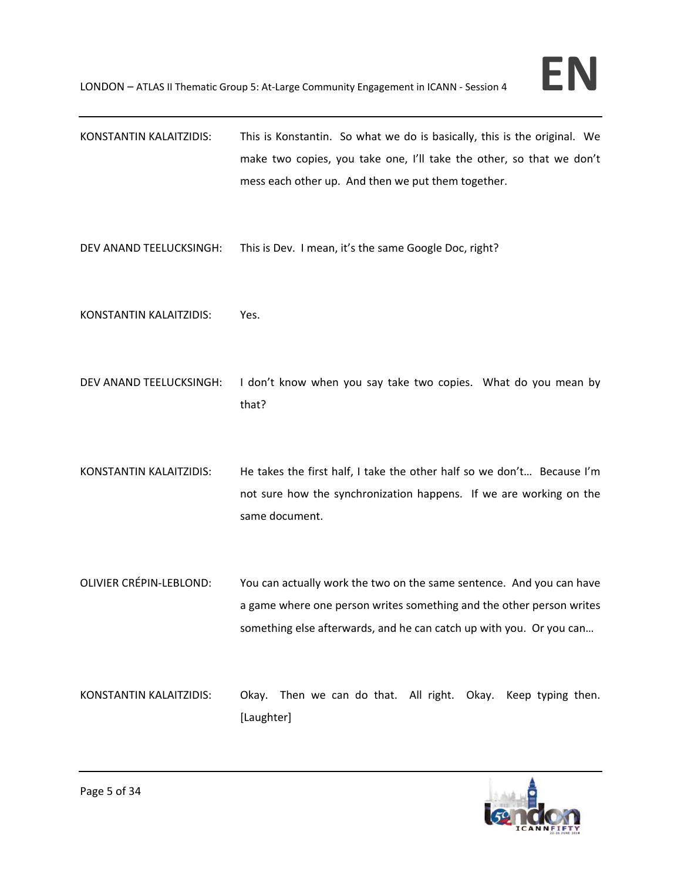KONSTANTIN KALAITZIDIS: This is Konstantin. So what we do is basically, this is the original. We make two copies, you take one, I'll take the other, so that we don't mess each other up. And then we put them together.

DEV ANAND TEELUCKSINGH: This is Dev. I mean, it's the same Google Doc, right?

KONSTANTIN KALAITZIDIS: Yes.

DEV ANAND TEELUCKSINGH: I don't know when you say take two copies. What do you mean by that?

KONSTANTIN KALAITZIDIS: He takes the first half, I take the other half so we don't… Because I'm not sure how the synchronization happens. If we are working on the same document.

OLIVIER CRÉPIN-LEBLOND: You can actually work the two on the same sentence. And you can have a game where one person writes something and the other person writes something else afterwards, and he can catch up with you. Or you can…

KONSTANTIN KALAITZIDIS: Okay. Then we can do that. All right. Okay. Keep typing then. [Laughter]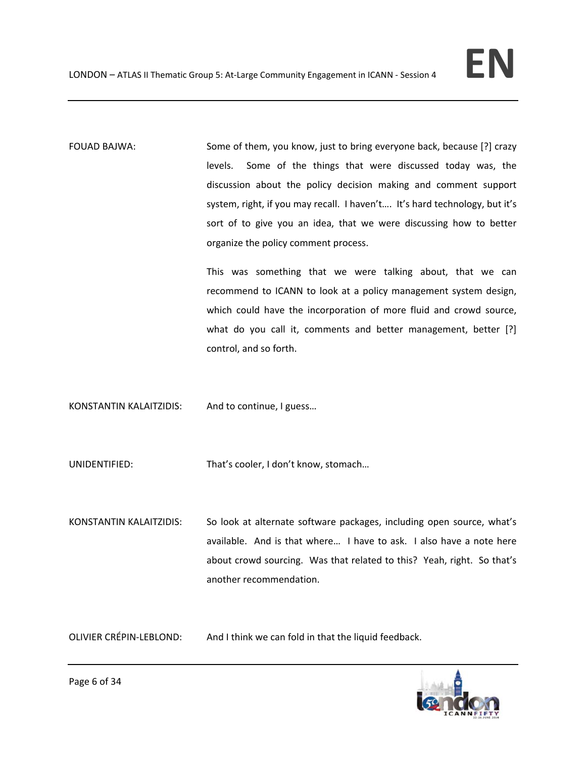FOUAD BAJWA: Some of them, you know, just to bring everyone back, because [?] crazy levels. Some of the things that were discussed today was, the discussion about the policy decision making and comment support system, right, if you may recall. I haven't…. It's hard technology, but it's sort of to give you an idea, that we were discussing how to better organize the policy comment process.

This was something that we were talking about, that we can recommend to ICANN to look at a policy management system design, which could have the incorporation of more fluid and crowd source, what do you call it, comments and better management, better [?] control, and so forth.

KONSTANTIN KALAITZIDIS: And to continue, I guess…

UNIDENTIFIED: That's cooler, I don't know, stomach…

KONSTANTIN KALAITZIDIS: So look at alternate software packages, including open source, what's available. And is that where… I have to ask. I also have a note here about crowd sourcing. Was that related to this? Yeah, right. So that's another recommendation.

OLIVIER CRÉPIN-LEBLOND: And I think we can fold in that the liquid feedback.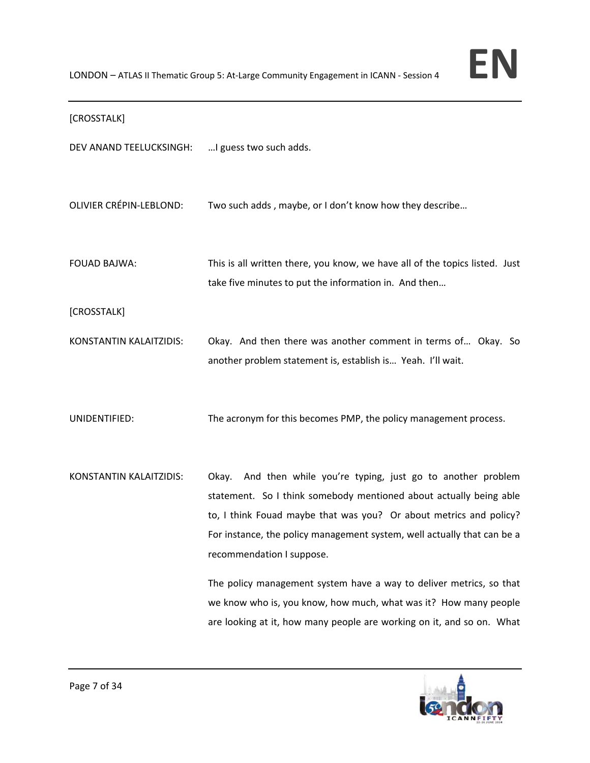[CROSSTALK]

DEV ANAND TEELUCKSINGH: …I guess two such adds.

OLIVIER CRÉPIN-LEBLOND: Two such adds , maybe, or I don't know how they describe…

FOUAD BAJWA: This is all written there, you know, we have all of the topics listed. Just take five minutes to put the information in. And then…

[CROSSTALK]

KONSTANTIN KALAITZIDIS: Okay. And then there was another comment in terms of… Okay. So another problem statement is, establish is… Yeah. I'll wait.

UNIDENTIFIED: The acronym for this becomes PMP, the policy management process.

KONSTANTIN KALAITZIDIS: Okay. And then while you're typing, just go to another problem statement. So I think somebody mentioned about actually being able to, I think Fouad maybe that was you? Or about metrics and policy? For instance, the policy management system, well actually that can be a recommendation I suppose.

The policy management system have a way to deliver metrics, so that we know who is, you know, how much, what was it? How many people are looking at it, how many people are working on it, and so on. What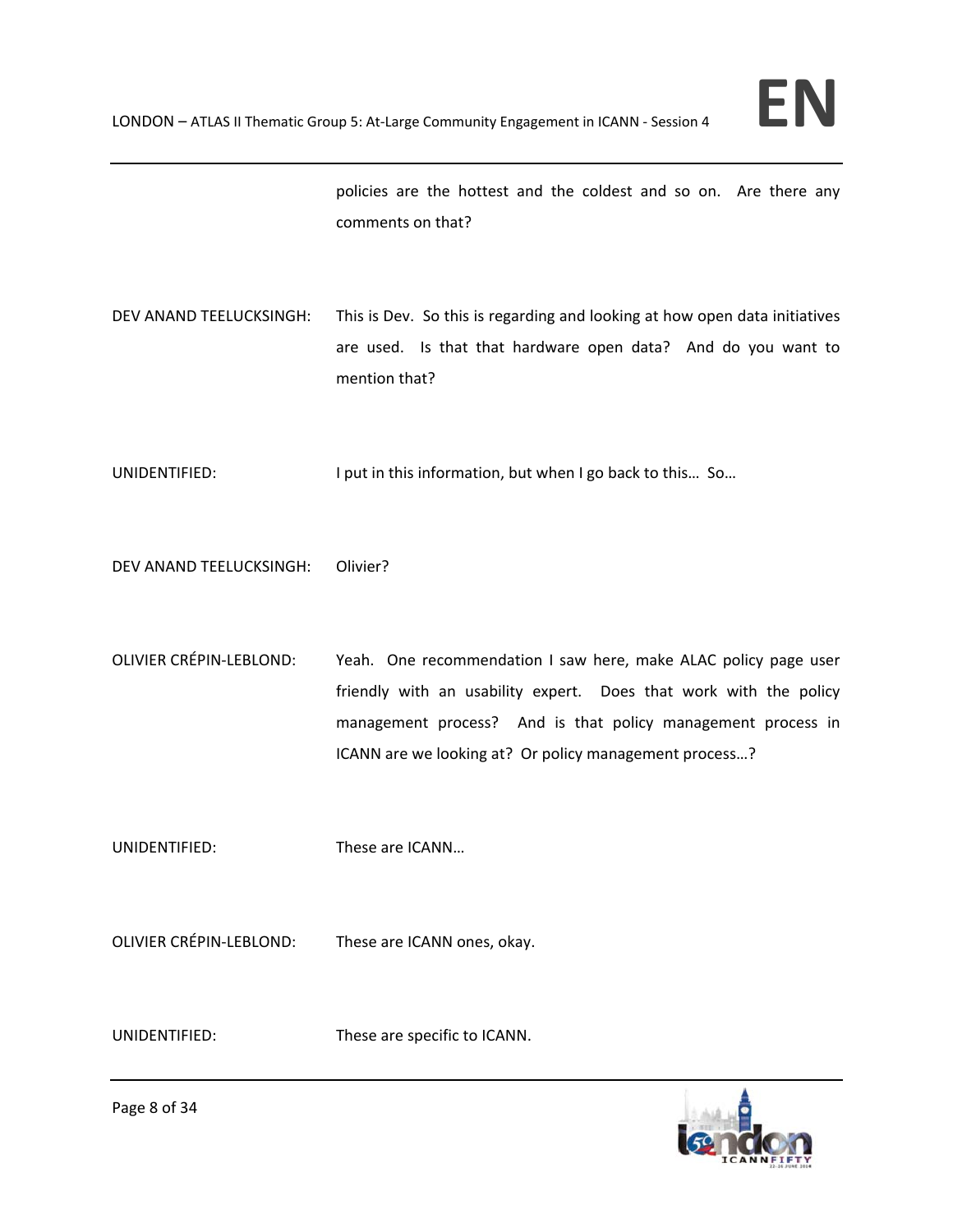policies are the hottest and the coldest and so on. Are there any comments on that?

DEV ANAND TEELUCKSINGH: This is Dev. So this is regarding and looking at how open data initiatives are used. Is that that hardware open data? And do you want to mention that?

UNIDENTIFIED: I put in this information, but when I go back to this… So…

DEV ANAND TEELUCKSINGH: Olivier?

OLIVIER CRÉPIN-LEBLOND: Yeah. One recommendation I saw here, make ALAC policy page user friendly with an usability expert. Does that work with the policy management process? And is that policy management process in ICANN are we looking at? Or policy management process…?

UNIDENTIFIED: These are ICANN…

OLIVIER CRÉPIN-LEBLOND: These are ICANN ones, okay.

UNIDENTIFIED: These are specific to ICANN.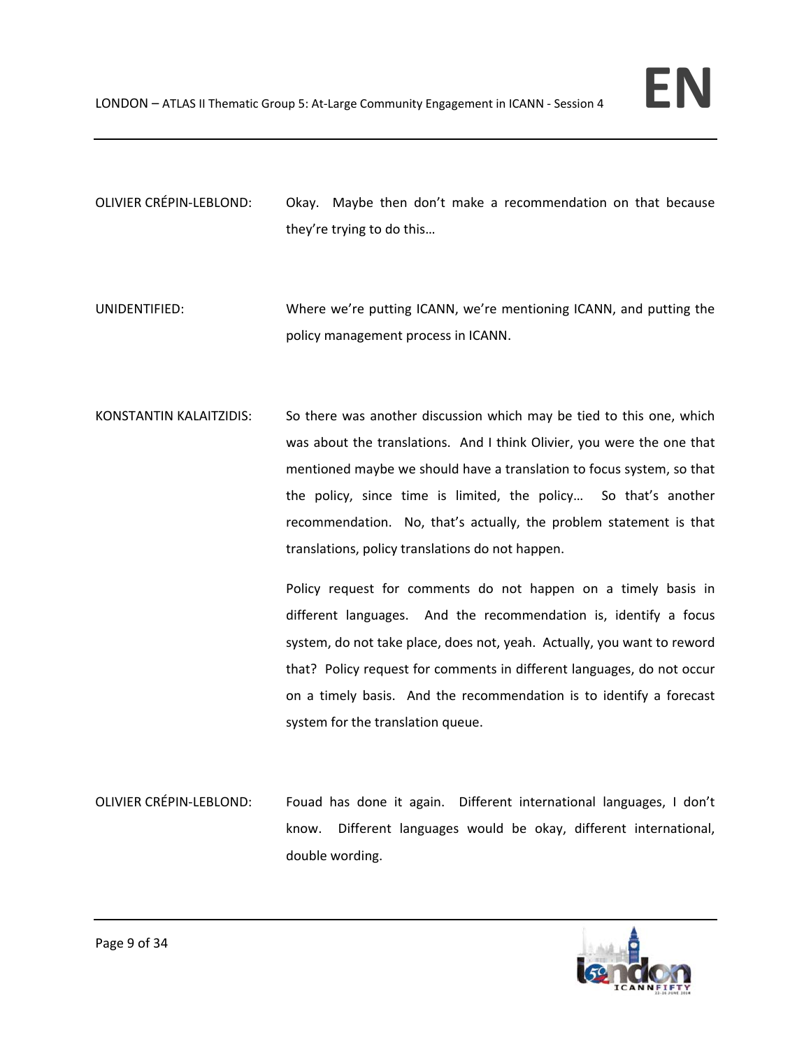OLIVIER CRÉPIN-LEBLOND: Okay. Maybe then don't make a recommendation on that because they're trying to do this…

UNIDENTIFIED: Where we're putting ICANN, we're mentioning ICANN, and putting the policy management process in ICANN.

KONSTANTIN KALAITZIDIS: So there was another discussion which may be tied to this one, which was about the translations. And I think Olivier, you were the one that mentioned maybe we should have a translation to focus system, so that the policy, since time is limited, the policy… So that's another recommendation. No, that's actually, the problem statement is that translations, policy translations do not happen.

Policy request for comments do not happen on a timely basis in different languages. And the recommendation is, identify a focus system, do not take place, does not, yeah. Actually, you want to reword that? Policy request for comments in different languages, do not occur on a timely basis. And the recommendation is to identify a forecast system for the translation queue.

OLIVIER CRÉPIN-LEBLOND: Fouad has done it again. Different international languages, I don't know. Different languages would be okay, different international, double wording.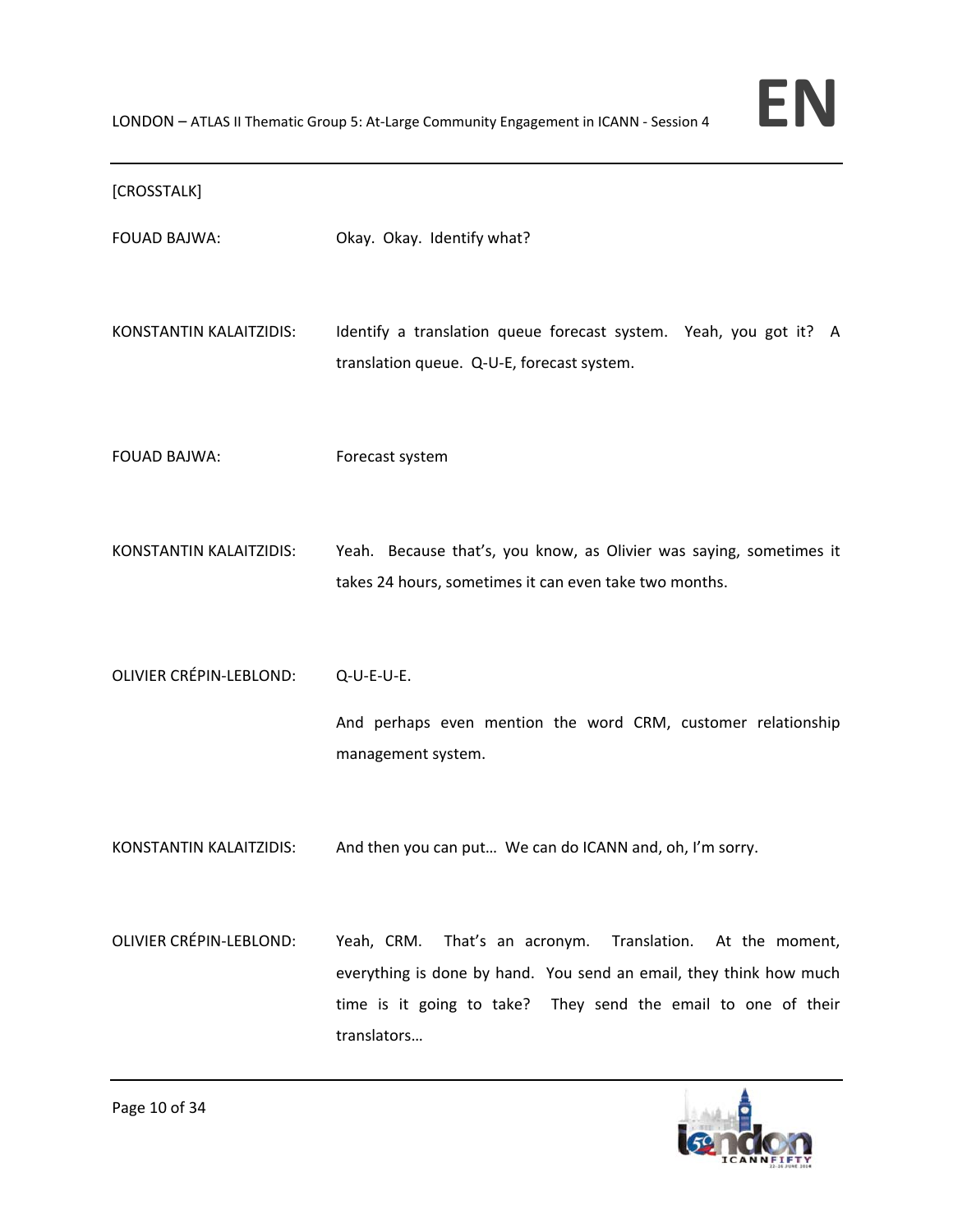[CROSSTALK]

FOUAD BAJWA: Okay. Okay. Identify what?

KONSTANTIN KALAITZIDIS: Identify a translation queue forecast system. Yeah, you got it? A translation queue. Q-U-E, forecast system.

FOUAD BAJWA: Forecast system

KONSTANTIN KALAITZIDIS: Yeah. Because that's, you know, as Olivier was saying, sometimes it takes 24 hours, sometimes it can even take two months.

OLIVIER CRÉPIN-LEBLOND: Q-U-E-U-E.

And perhaps even mention the word CRM, customer relationship management system.

KONSTANTIN KALAITZIDIS: And then you can put… We can do ICANN and, oh, I'm sorry.

OLIVIER CRÉPIN-LEBLOND: Yeah, CRM. That's an acronym. Translation. At the moment, everything is done by hand. You send an email, they think how much time is it going to take? They send the email to one of their translators…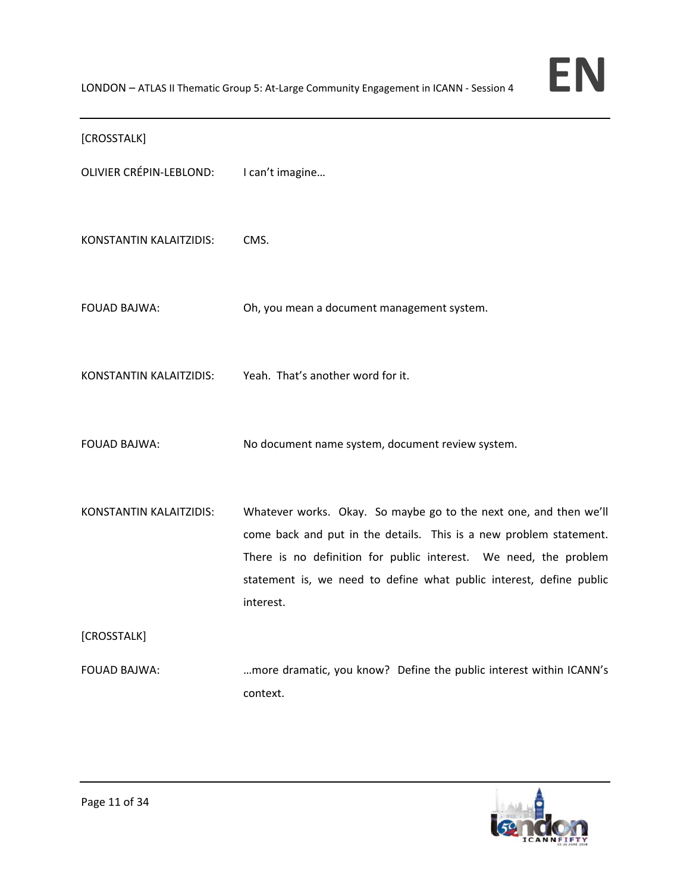[CROSSTALK]

OLIVIER CRÉPIN-LEBLOND: I can't imagine…

KONSTANTIN KALAITZIDIS: CMS.

FOUAD BAJWA: Oh, you mean a document management system.

KONSTANTIN KALAITZIDIS: Yeah. That's another word for it.

FOUAD BAJWA: No document name system, document review system.

KONSTANTIN KALAITZIDIS: Whatever works. Okay. So maybe go to the next one, and then we'll come back and put in the details. This is a new problem statement. There is no definition for public interest. We need, the problem statement is, we need to define what public interest, define public interest.

[CROSSTALK]

FOUAD BAJWA: …more dramatic, you know? Define the public interest within ICANN's context.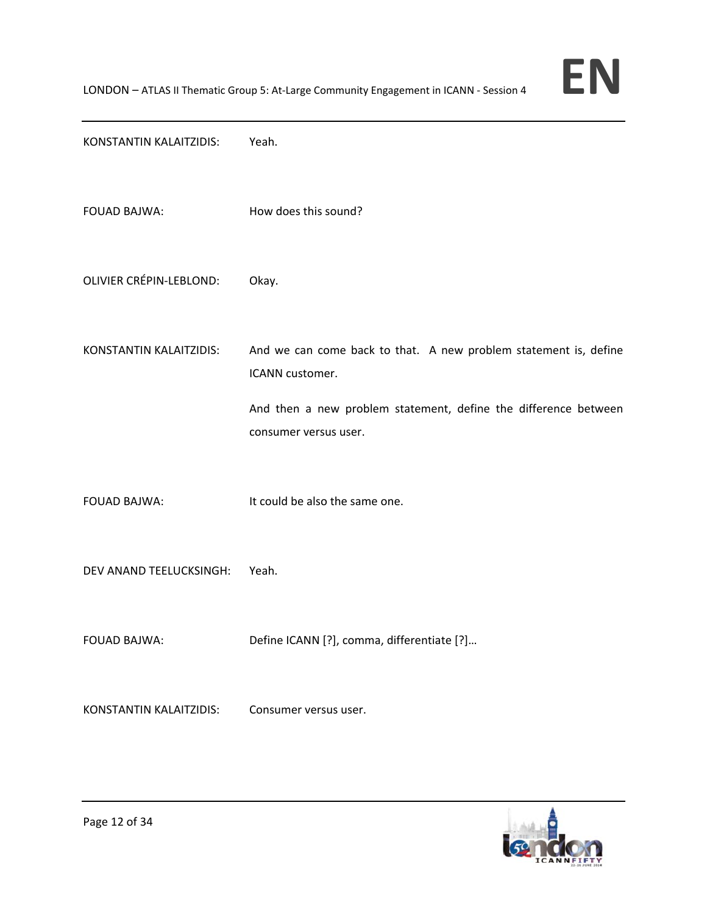KONSTANTIN KALAITZIDIS: Yeah.

FOUAD BAJWA: How does this sound?

OLIVIER CRÉPIN-LEBLOND: Okay.

KONSTANTIN KALAITZIDIS: And we can come back to that. A new problem statement is, define ICANN customer.

And then a new problem statement, define the difference between consumer versus user.

FOUAD BAJWA: It could be also the same one.

DEV ANAND TEELUCKSINGH: Yeah.

FOUAD BAJWA: Define ICANN [?], comma, differentiate [?]…

KONSTANTIN KALAITZIDIS: Consumer versus user.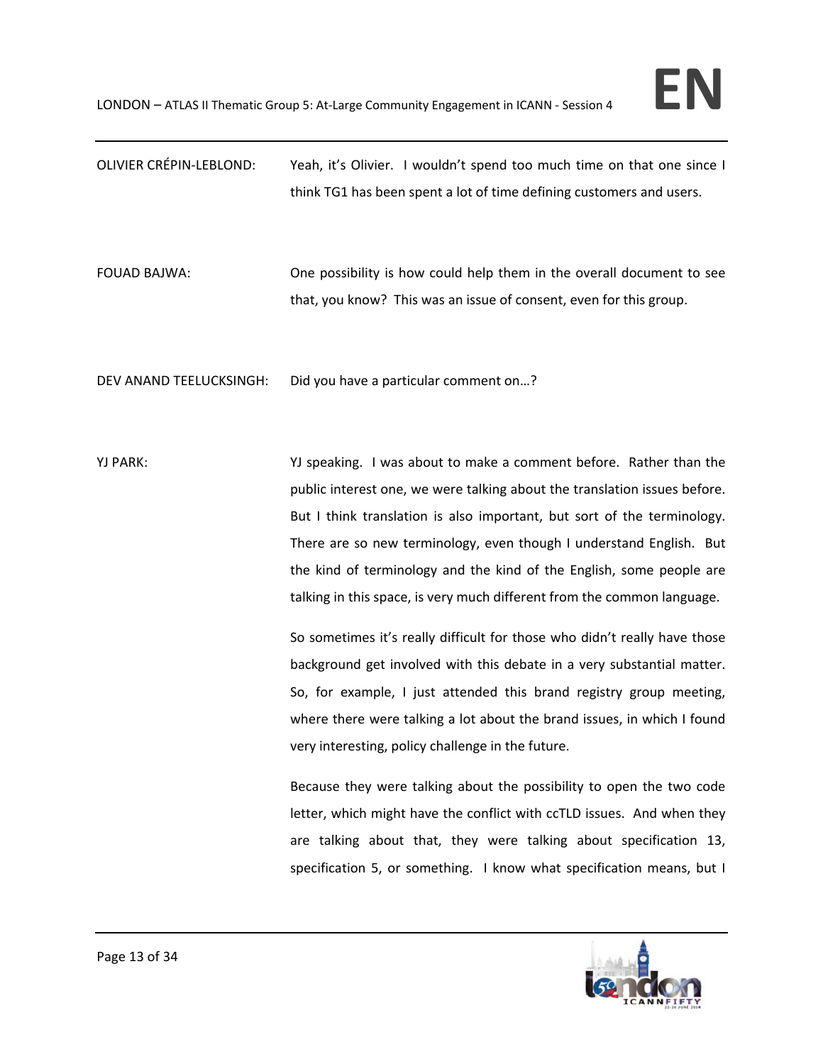OLIVIER CRÉPIN-LEBLOND: Yeah, it's Olivier. I wouldn't spend too much time on that one since I think TG1 has been spent a lot of time defining customers and users.

FOUAD BAJWA: One possibility is how could help them in the overall document to see that, you know? This was an issue of consent, even for this group.

DEV ANAND TEELUCKSINGH: Did you have a particular comment on…?

YJ PARK: YJ speaking. I was about to make a comment before. Rather than the public interest one, we were talking about the translation issues before. But I think translation is also important, but sort of the terminology. There are so new terminology, even though I understand English. But the kind of terminology and the kind of the English, some people are talking in this space, is very much different from the common language.

So sometimes it's really difficult for those who didn't really have those background get involved with this debate in a very substantial matter. So, for example, I just attended this brand registry group meeting, where there were talking a lot about the brand issues, in which I found very interesting, policy challenge in the future.

Because they were talking about the possibility to open the two code letter, which might have the conflict with ccTLD issues. And when they are talking about that, they were talking about specification 13, specification 5, or something. I know what specification means, but I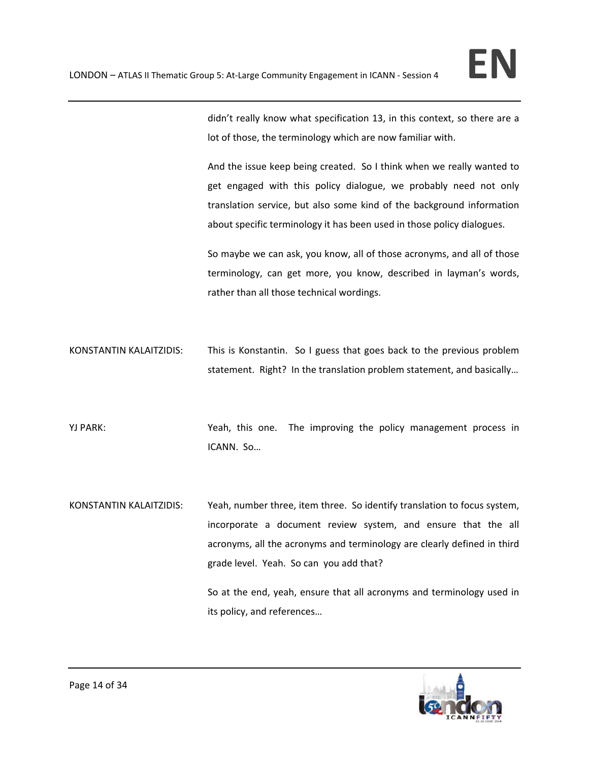didn't really know what specification 13, in this context, so there are a lot of those, the terminology which are now familiar with.

And the issue keep being created. So I think when we really wanted to get engaged with this policy dialogue, we probably need not only translation service, but also some kind of the background information about specific terminology it has been used in those policy dialogues.

So maybe we can ask, you know, all of those acronyms, and all of those terminology, can get more, you know, described in layman's words, rather than all those technical wordings.

KONSTANTIN KALAITZIDIS: This is Konstantin. So I guess that goes back to the previous problem statement. Right? In the translation problem statement, and basically…

YJ PARK: Yeah, this one. The improving the policy management process in ICANN. So…

KONSTANTIN KALAITZIDIS: Yeah, number three, item three. So identify translation to focus system, incorporate a document review system, and ensure that the all acronyms, all the acronyms and terminology are clearly defined in third grade level. Yeah. So can you add that?

So at the end, yeah, ensure that all acronyms and terminology used in its policy, and references…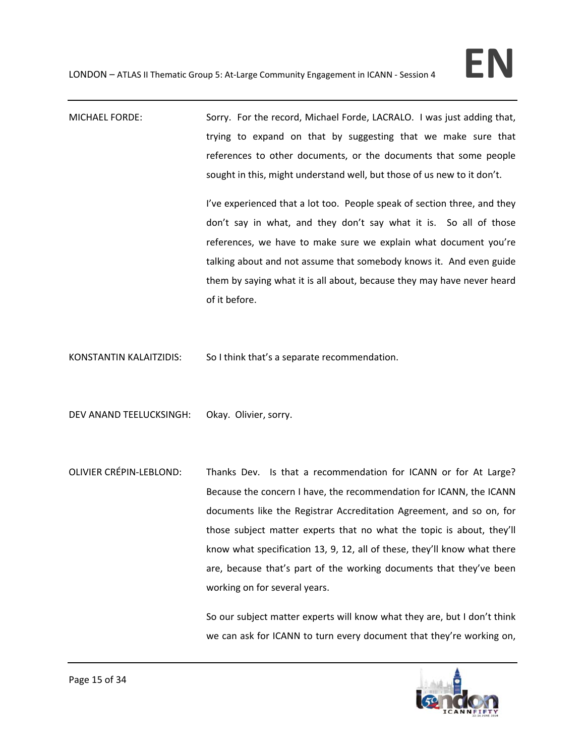MICHAEL FORDE: Sorry. For the record, Michael Forde, LACRALO. I was just adding that, trying to expand on that by suggesting that we make sure that references to other documents, or the documents that some people sought in this, might understand well, but those of us new to it don't.

I've experienced that a lot too. People speak of section three, and they don't say in what, and they don't say what it is. So all of those references, we have to make sure we explain what document you're talking about and not assume that somebody knows it. And even guide them by saying what it is all about, because they may have never heard of it before.

KONSTANTIN KALAITZIDIS: So I think that's a separate recommendation.

DEV ANAND TEELUCKSINGH: Okay. Olivier, sorry.

OLIVIER CRÉPIN-LEBLOND: Thanks Dev. Is that a recommendation for ICANN or for At Large? Because the concern I have, the recommendation for ICANN, the ICANN documents like the Registrar Accreditation Agreement, and so on, for those subject matter experts that no what the topic is about, they'll know what specification 13, 9, 12, all of these, they'll know what there are, because that's part of the working documents that they've been working on for several years.

So our subject matter experts will know what they are, but I don't think we can ask for ICANN to turn every document that they're working on,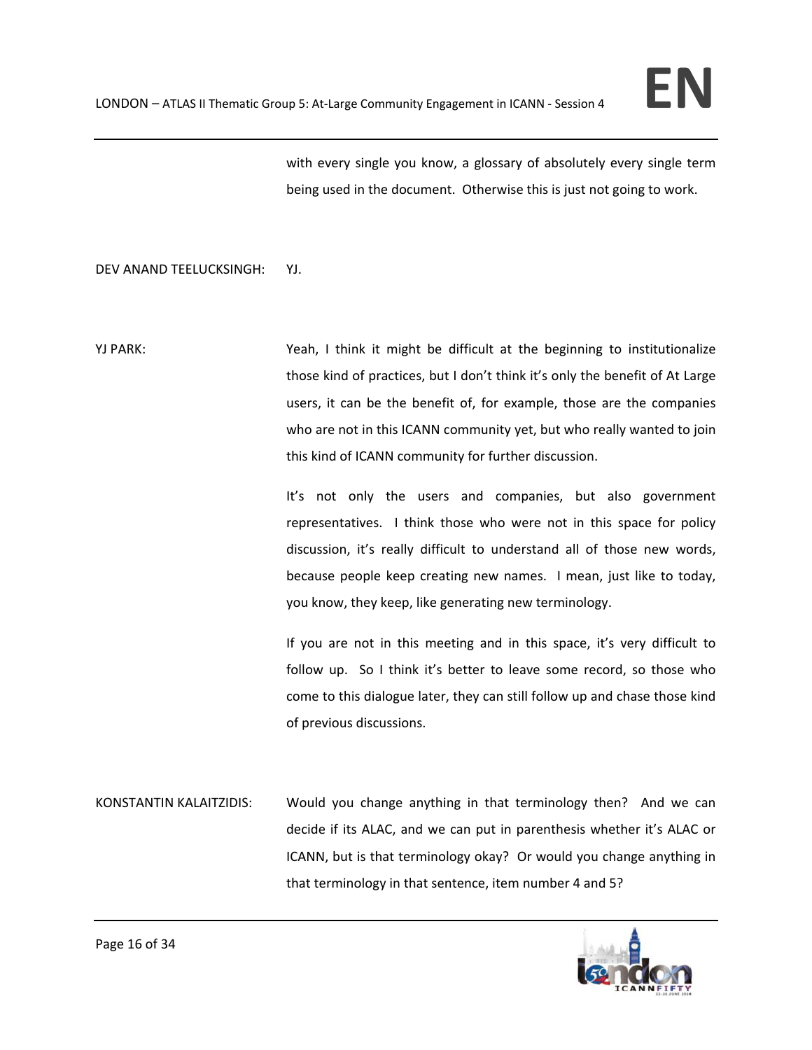with every single you know, a glossary of absolutely every single term being used in the document. Otherwise this is just not going to work.

DEV ANAND TEELUCKSINGH: YJ.

YJ PARK: Yeah, I think it might be difficult at the beginning to institutionalize those kind of practices, but I don't think it's only the benefit of At Large users, it can be the benefit of, for example, those are the companies who are not in this ICANN community yet, but who really wanted to join this kind of ICANN community for further discussion.

It's not only the users and companies, but also government representatives. I think those who were not in this space for policy discussion, it's really difficult to understand all of those new words, because people keep creating new names. I mean, just like to today, you know, they keep, like generating new terminology.

If you are not in this meeting and in this space, it's very difficult to follow up. So I think it's better to leave some record, so those who come to this dialogue later, they can still follow up and chase those kind of previous discussions.

KONSTANTIN KALAITZIDIS: Would you change anything in that terminology then? And we can decide if its ALAC, and we can put in parenthesis whether it's ALAC or ICANN, but is that terminology okay? Or would you change anything in that terminology in that sentence, item number 4 and 5?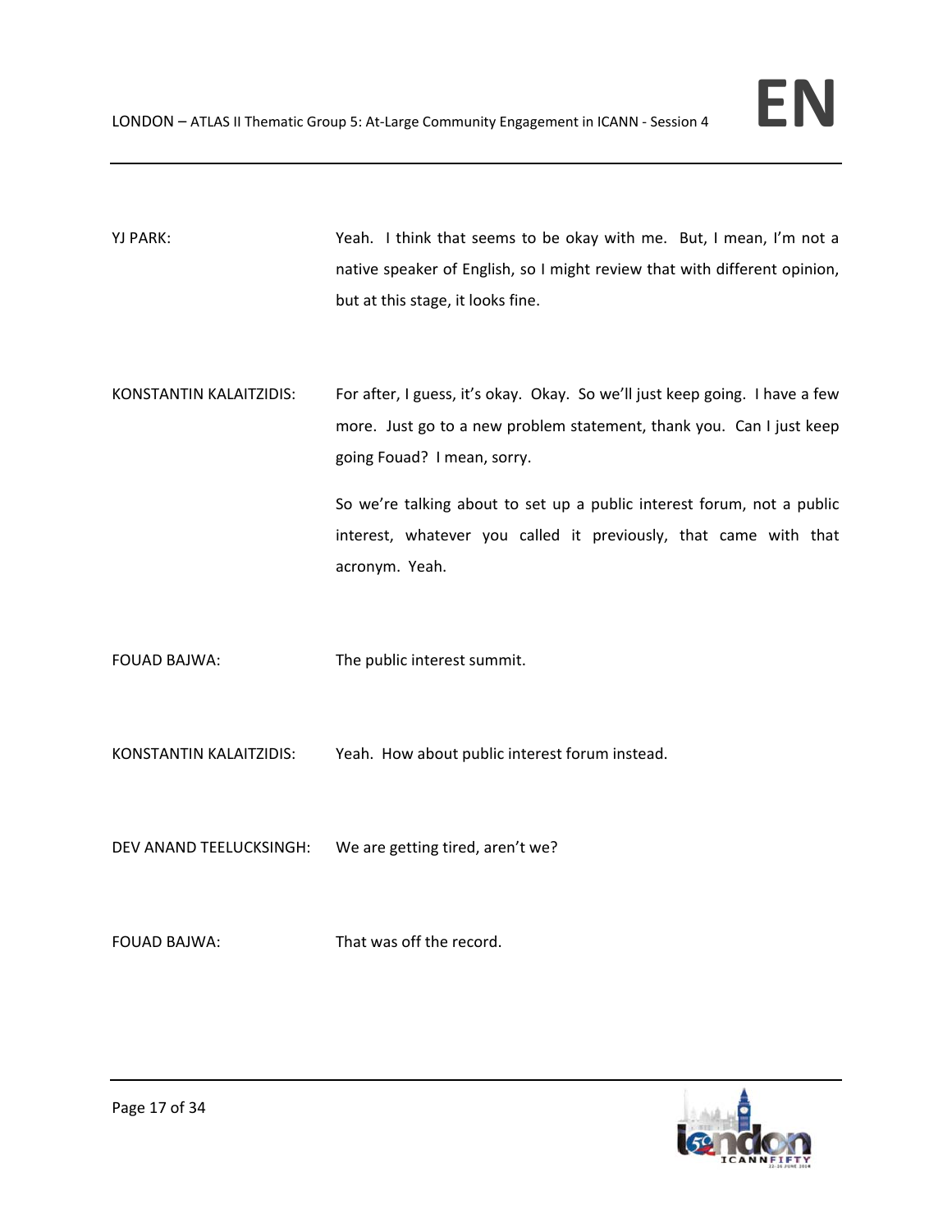YJ PARK: Yeah. I think that seems to be okay with me. But, I mean, I'm not a native speaker of English, so I might review that with different opinion, but at this stage, it looks fine.

KONSTANTIN KALAITZIDIS: For after, I guess, it's okay. Okay. So we'll just keep going. I have a few more. Just go to a new problem statement, thank you. Can I just keep going Fouad? I mean, sorry.

So we're talking about to set up a public interest forum, not a public interest, whatever you called it previously, that came with that acronym. Yeah.

FOUAD BAJWA: The public interest summit.

KONSTANTIN KALAITZIDIS: Yeah. How about public interest forum instead.

DEV ANAND TEELUCKSINGH: We are getting tired, aren't we?

FOUAD BAJWA: That was off the record.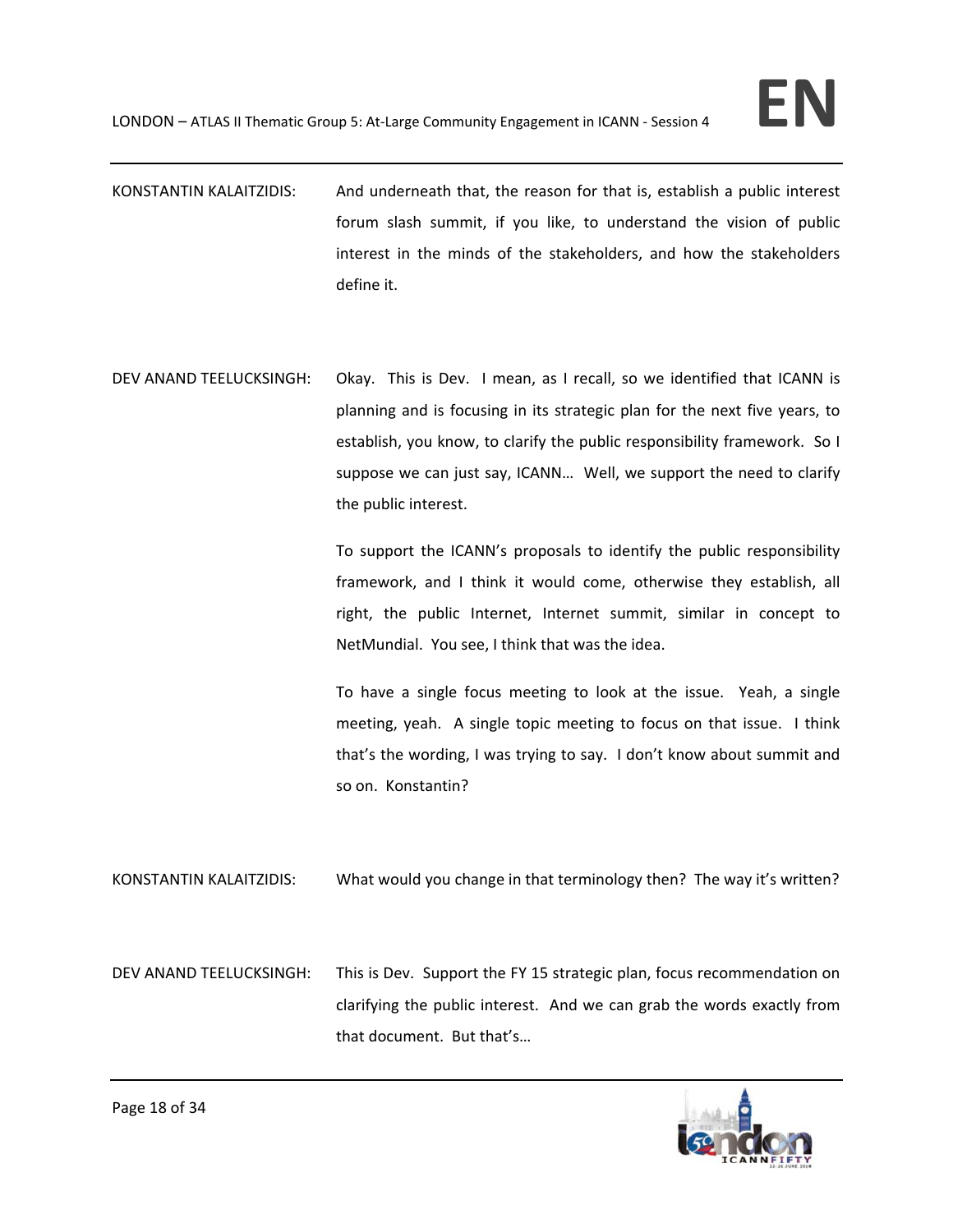KONSTANTIN KALAITZIDIS: And underneath that, the reason for that is, establish a public interest forum slash summit, if you like, to understand the vision of public interest in the minds of the stakeholders, and how the stakeholders define it.

DEV ANAND TEELUCKSINGH: Okay. This is Dev. I mean, as I recall, so we identified that ICANN is planning and is focusing in its strategic plan for the next five years, to establish, you know, to clarify the public responsibility framework. So I suppose we can just say, ICANN… Well, we support the need to clarify the public interest.

To support the ICANN's proposals to identify the public responsibility framework, and I think it would come, otherwise they establish, all right, the public Internet, Internet summit, similar in concept to NetMundial. You see, I think that was the idea.

To have a single focus meeting to look at the issue. Yeah, a single meeting, yeah. A single topic meeting to focus on that issue. I think that's the wording, I was trying to say. I don't know about summit and so on. Konstantin?

KONSTANTIN KALAITZIDIS: What would you change in that terminology then? The way it's written?

DEV ANAND TEELUCKSINGH: This is Dev. Support the FY 15 strategic plan, focus recommendation on clarifying the public interest. And we can grab the words exactly from that document. But that's…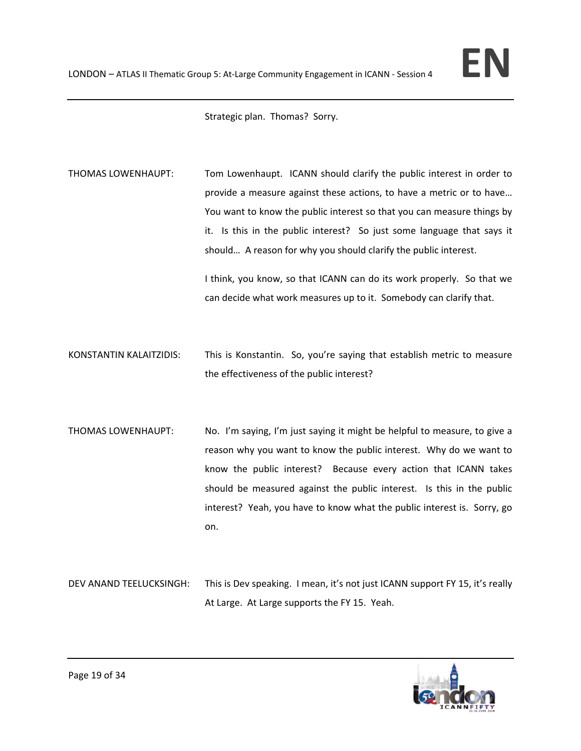Strategic plan. Thomas? Sorry.

THOMAS LOWENHAUPT: Tom Lowenhaupt. ICANN should clarify the public interest in order to provide a measure against these actions, to have a metric or to have… You want to know the public interest so that you can measure things by it. Is this in the public interest? So just some language that says it should… A reason for why you should clarify the public interest.

I think, you know, so that ICANN can do its work properly. So that we can decide what work measures up to it. Somebody can clarify that.

KONSTANTIN KALAITZIDIS: This is Konstantin. So, you're saying that establish metric to measure the effectiveness of the public interest?

THOMAS LOWENHAUPT: No. I'm saying, I'm just saying it might be helpful to measure, to give a reason why you want to know the public interest. Why do we want to know the public interest? Because every action that ICANN takes should be measured against the public interest. Is this in the public interest? Yeah, you have to know what the public interest is. Sorry, go on.

DEV ANAND TEELUCKSINGH: This is Dev speaking. I mean, it's not just ICANN support FY 15, it's really At Large. At Large supports the FY 15. Yeah.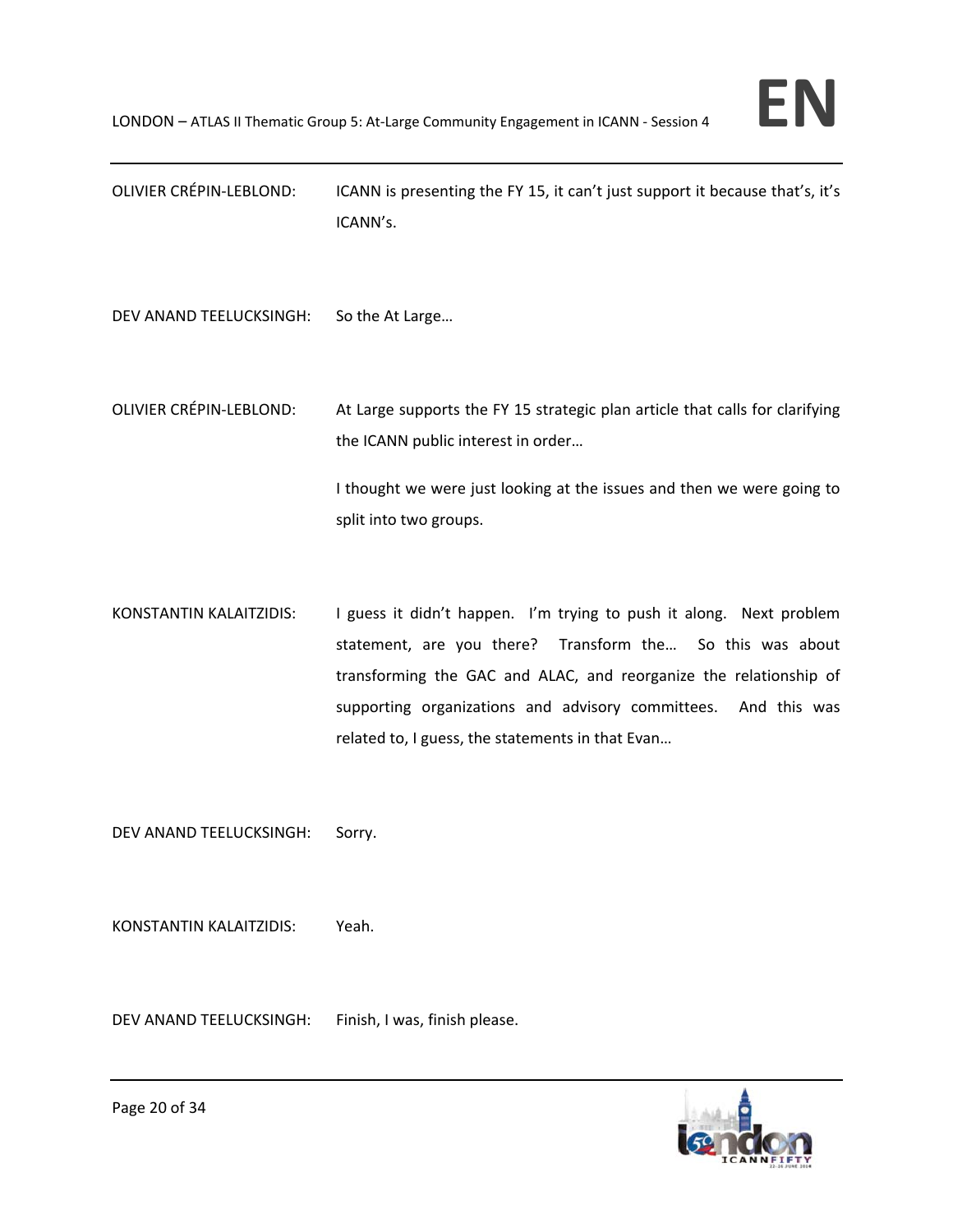OLIVIER CRÉPIN-LEBLOND: ICANN is presenting the FY 15, it can't just support it because that's, it's ICANN's.

DEV ANAND TEELUCKSINGH: So the At Large…

OLIVIER CRÉPIN-LEBLOND: At Large supports the FY 15 strategic plan article that calls for clarifying the ICANN public interest in order…

I thought we were just looking at the issues and then we were going to split into two groups.

KONSTANTIN KALAITZIDIS: I guess it didn't happen. I'm trying to push it along. Next problem statement, are you there? Transform the… So this was about transforming the GAC and ALAC, and reorganize the relationship of supporting organizations and advisory committees. And this was related to, I guess, the statements in that Evan…

DEV ANAND TEELUCKSINGH: Sorry.

KONSTANTIN KALAITZIDIS: Yeah.

DEV ANAND TEELUCKSINGH: Finish, I was, finish please.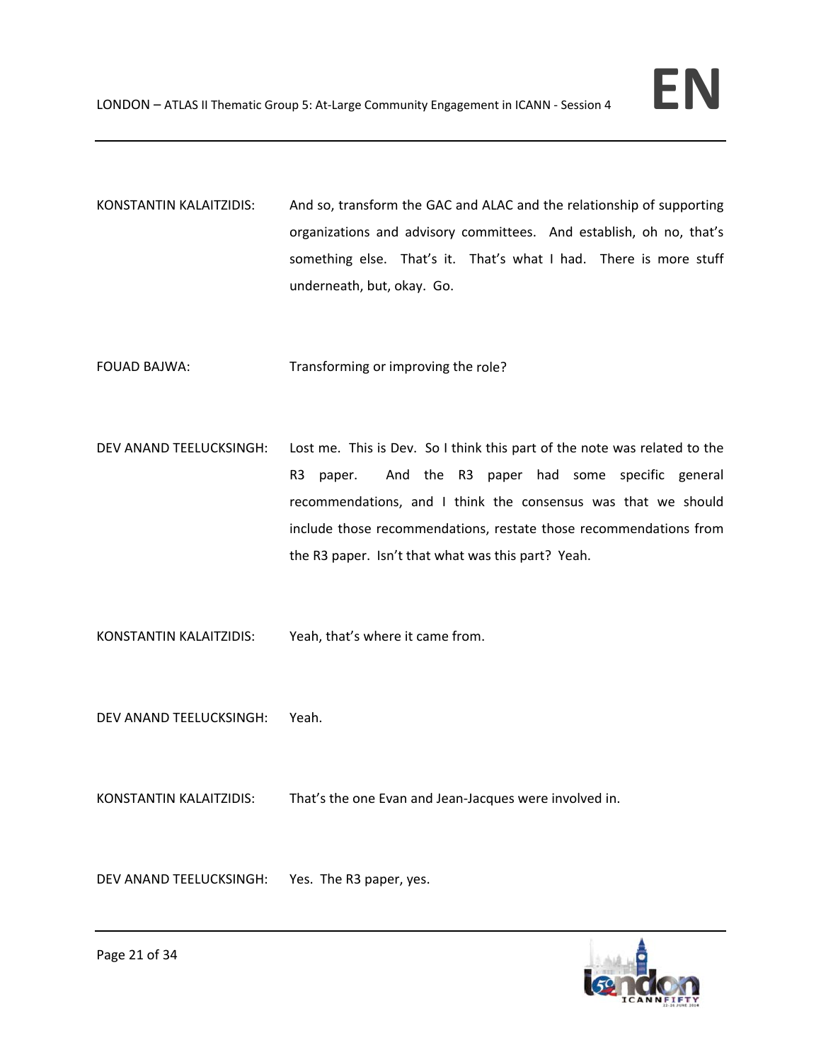KONSTANTIN KALAITZIDIS: And so, transform the GAC and ALAC and the relationship of supporting organizations and advisory committees. And establish, oh no, that's something else. That's it. That's what I had. There is more stuff underneath, but, okay. Go.

FOUAD BAJWA: Transforming or improving the role?

DEV ANAND TEELUCKSINGH: Lost me. This is Dev. So I think this part of the note was related to the R3 paper. And the R3 paper had some specific general recommendations, and I think the consensus was that we should include those recommendations, restate those recommendations from the R3 paper. Isn't that what was this part? Yeah.

KONSTANTIN KALAITZIDIS: Yeah, that's where it came from.

DEV ANAND TEELUCKSINGH: Yeah.

KONSTANTIN KALAITZIDIS: That's the one Evan and Jean-Jacques were involved in.

DEV ANAND TEELUCKSINGH: Yes. The R3 paper, yes.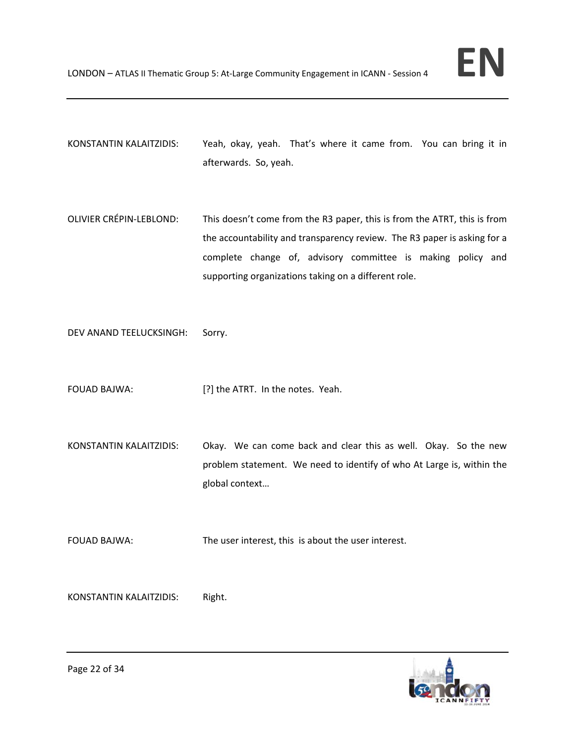KONSTANTIN KALAITZIDIS: Yeah, okay, yeah. That's where it came from. You can bring it in afterwards. So, yeah.

OLIVIER CRÉPIN-LEBLOND: This doesn't come from the R3 paper, this is from the ATRT, this is from the accountability and transparency review. The R3 paper is asking for a complete change of, advisory committee is making policy and supporting organizations taking on a different role.

DEV ANAND TEELUCKSINGH: Sorry.

FOUAD BAJWA: [?] the ATRT. In the notes. Yeah.

KONSTANTIN KALAITZIDIS: Okay. We can come back and clear this as well. Okay. So the new problem statement. We need to identify of who At Large is, within the global context…

FOUAD BAJWA: The user interest, this is about the user interest.

KONSTANTIN KALAITZIDIS: Right.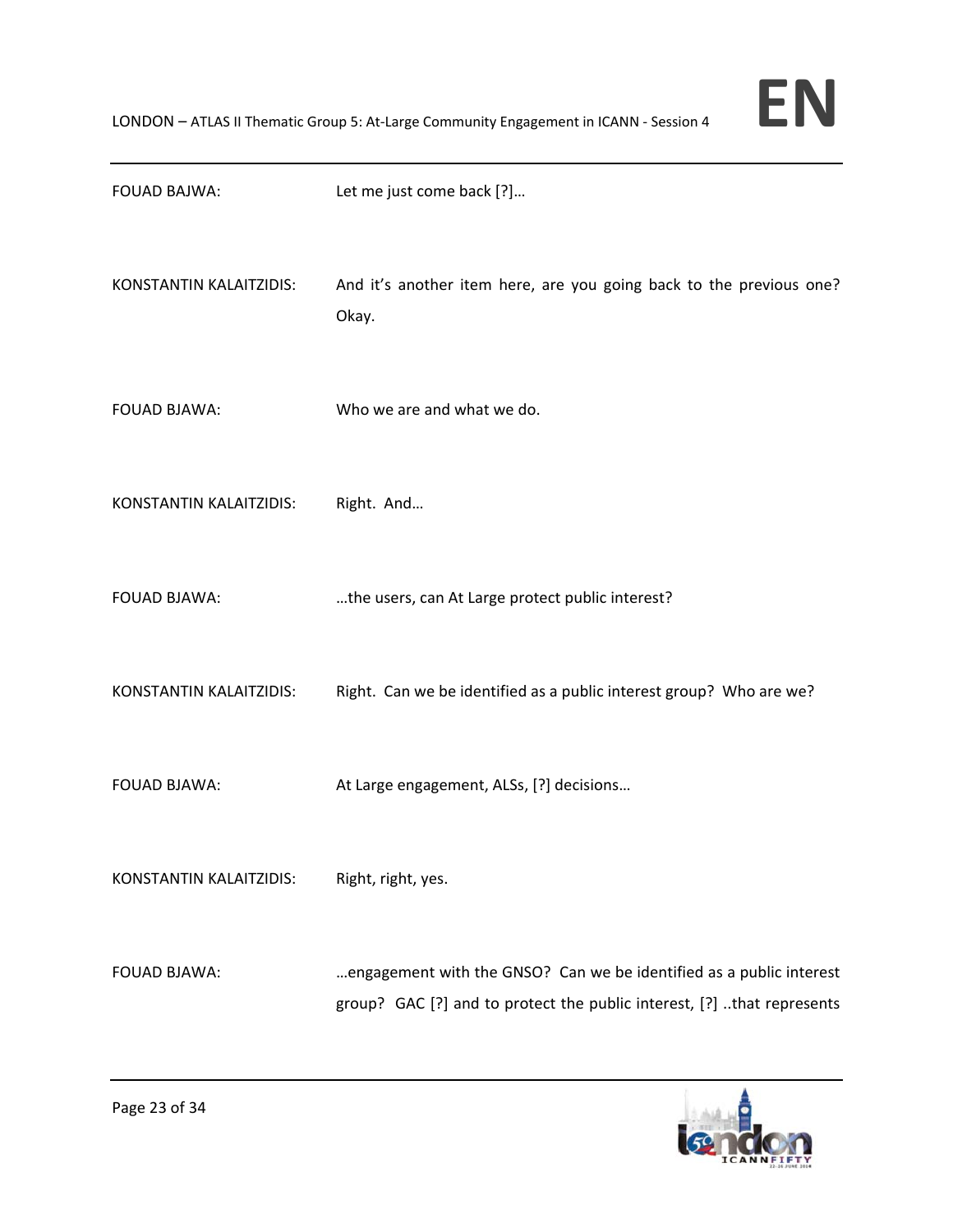FOUAD BAJWA: Let me just come back [?]…

KONSTANTIN KALAITZIDIS: And it's another item here, are you going back to the previous one? Okay.

FOUAD BJAWA: Who we are and what we do.

KONSTANTIN KALAITZIDIS: Right. And…

FOUAD BJAWA: …the users, can At Large protect public interest?

KONSTANTIN KALAITZIDIS: Right. Can we be identified as a public interest group? Who are we?

FOUAD BJAWA: At Large engagement, ALSs, [?] decisions…

KONSTANTIN KALAITZIDIS: Right, right, yes.

FOUAD BJAWA: …engagement with the GNSO? Can we be identified as a public interest group? GAC [?] and to protect the public interest, [?] ..that represents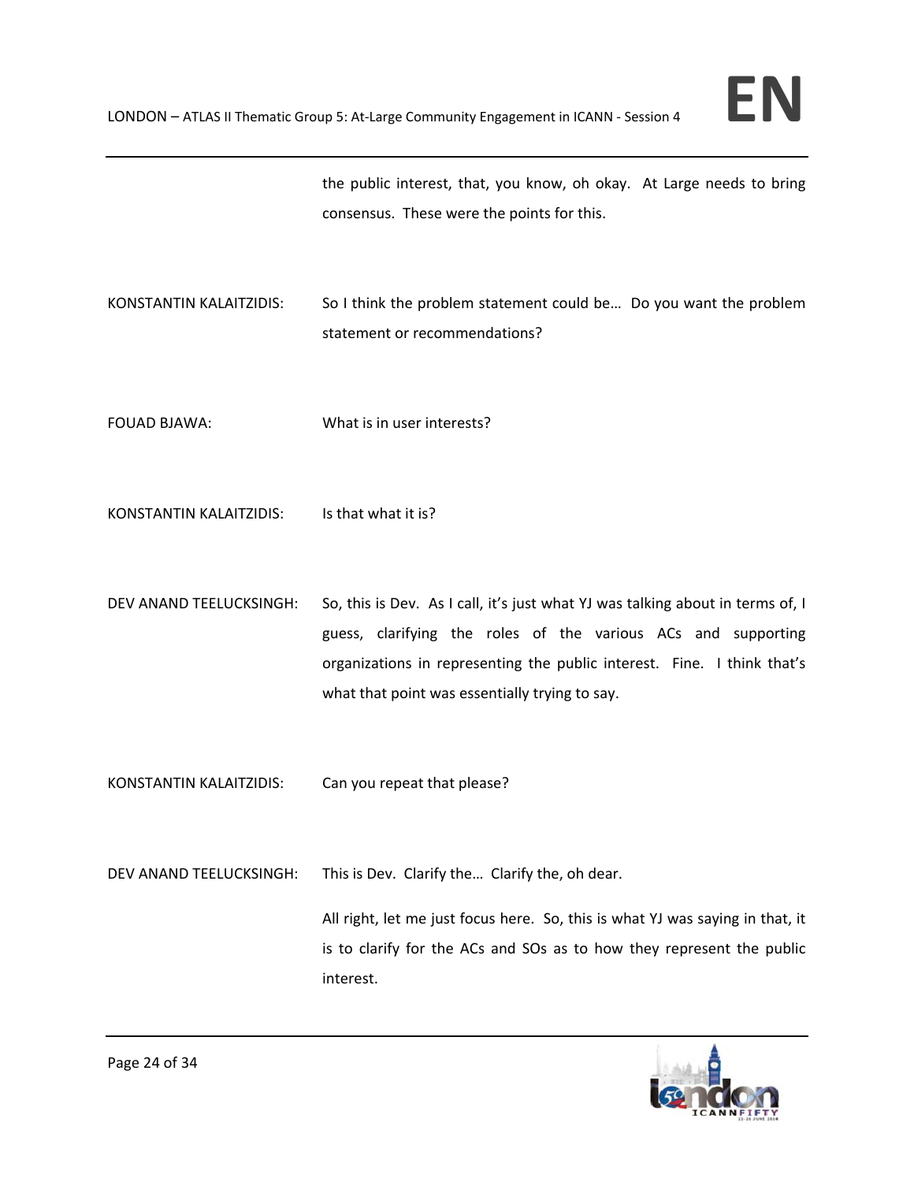the public interest, that, you know, oh okay. At Large needs to bring consensus. These were the points for this.

KONSTANTIN KALAITZIDIS: So I think the problem statement could be… Do you want the problem statement or recommendations?

FOUAD BJAWA: What is in user interests?

KONSTANTIN KALAITZIDIS: Is that what it is?

DEV ANAND TEELUCKSINGH: So, this is Dev. As I call, it's just what YJ was talking about in terms of, I guess, clarifying the roles of the various ACs and supporting organizations in representing the public interest. Fine. I think that's what that point was essentially trying to say.

KONSTANTIN KALAITZIDIS: Can you repeat that please?

DEV ANAND TEELUCKSINGH: This is Dev. Clarify the… Clarify the, oh dear.

All right, let me just focus here. So, this is what YJ was saying in that, it is to clarify for the ACs and SOs as to how they represent the public interest.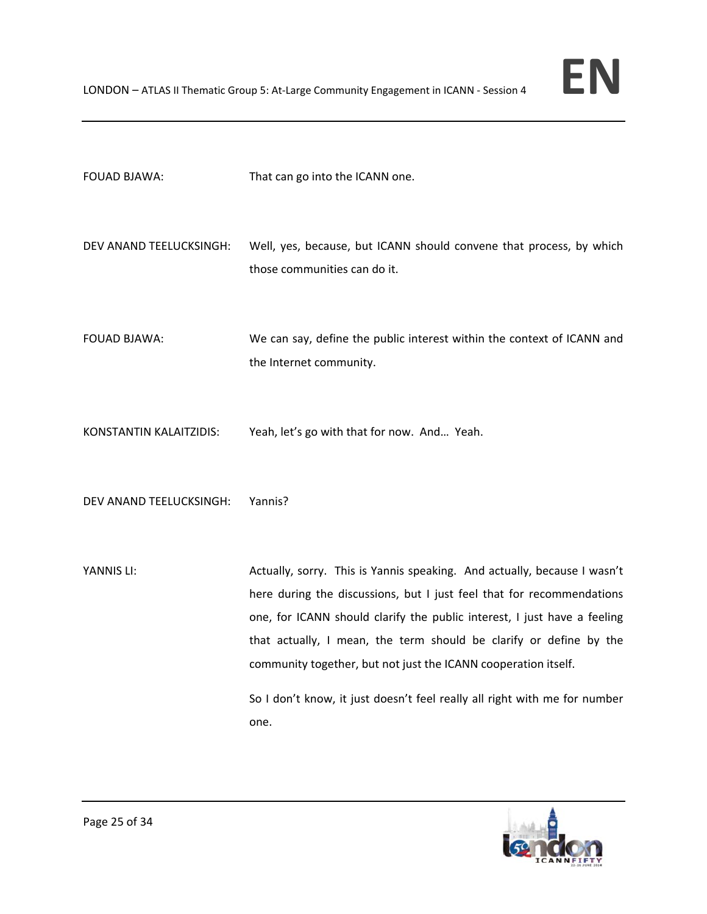FOUAD BJAWA: That can go into the ICANN one.

DEV ANAND TEELUCKSINGH: Well, yes, because, but ICANN should convene that process, by which those communities can do it.

FOUAD BJAWA: We can say, define the public interest within the context of ICANN and the Internet community.

KONSTANTIN KALAITZIDIS: Yeah, let's go with that for now. And… Yeah.

DEV ANAND TEELUCKSINGH: Yannis?

YANNIS LI: Actually, sorry. This is Yannis speaking. And actually, because I wasn't here during the discussions, but I just feel that for recommendations one, for ICANN should clarify the public interest, I just have a feeling that actually, I mean, the term should be clarify or define by the community together, but not just the ICANN cooperation itself.

So I don't know, it just doesn't feel really all right with me for number one.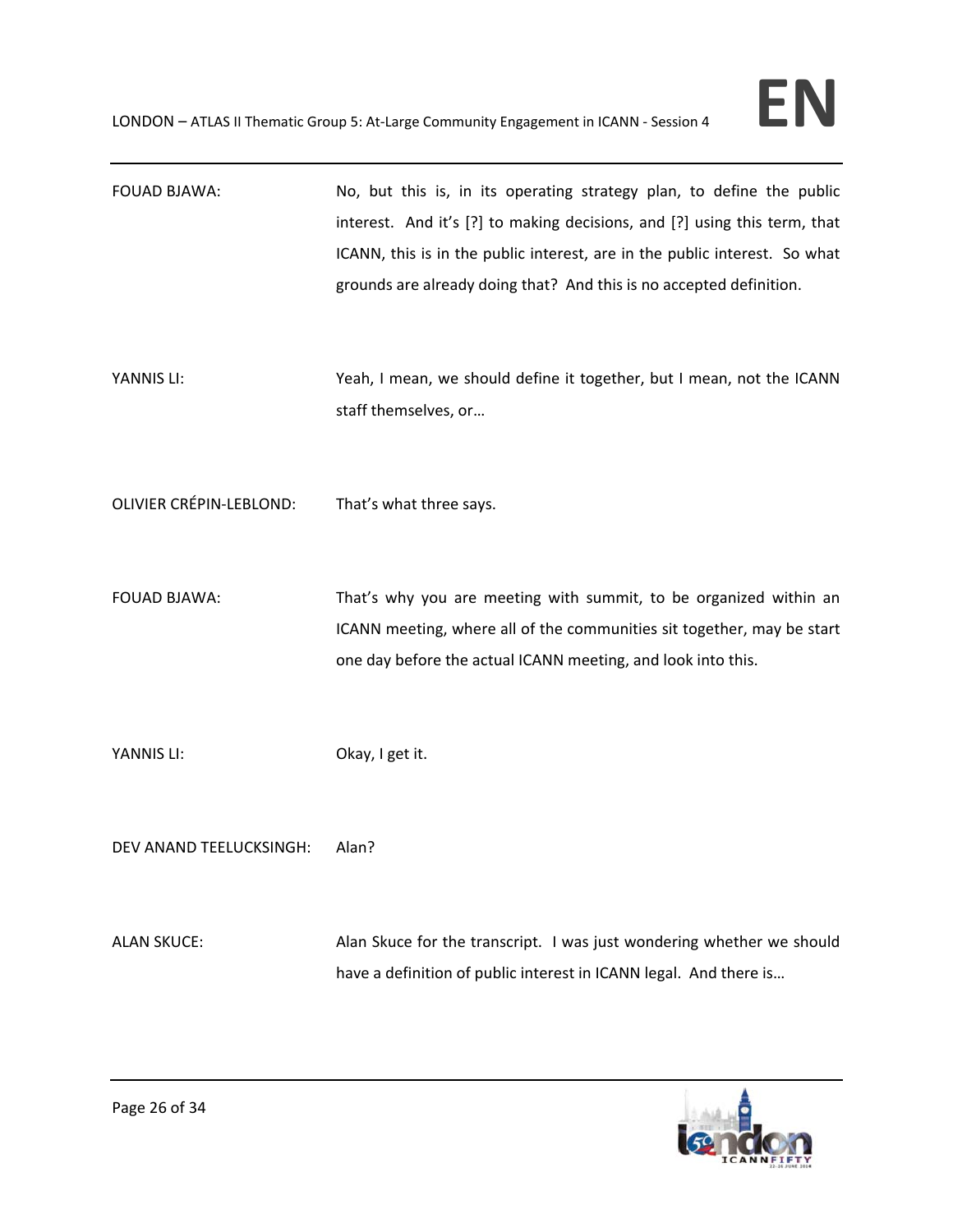FOUAD BJAWA: No, but this is, in its operating strategy plan, to define the public interest. And it's [?] to making decisions, and [?] using this term, that ICANN, this is in the public interest, are in the public interest. So what grounds are already doing that? And this is no accepted definition.

YANNIS LI: Yeah, I mean, we should define it together, but I mean, not the ICANN staff themselves, or…

OLIVIER CRÉPIN-LEBLOND: That's what three says.

FOUAD BJAWA: That's why you are meeting with summit, to be organized within an ICANN meeting, where all of the communities sit together, may be start one day before the actual ICANN meeting, and look into this.

YANNIS LI: Okay, I get it.

DEV ANAND TEELUCKSINGH: Alan?

ALAN SKUCE: Alan Skuce for the transcript. I was just wondering whether we should have a definition of public interest in ICANN legal. And there is…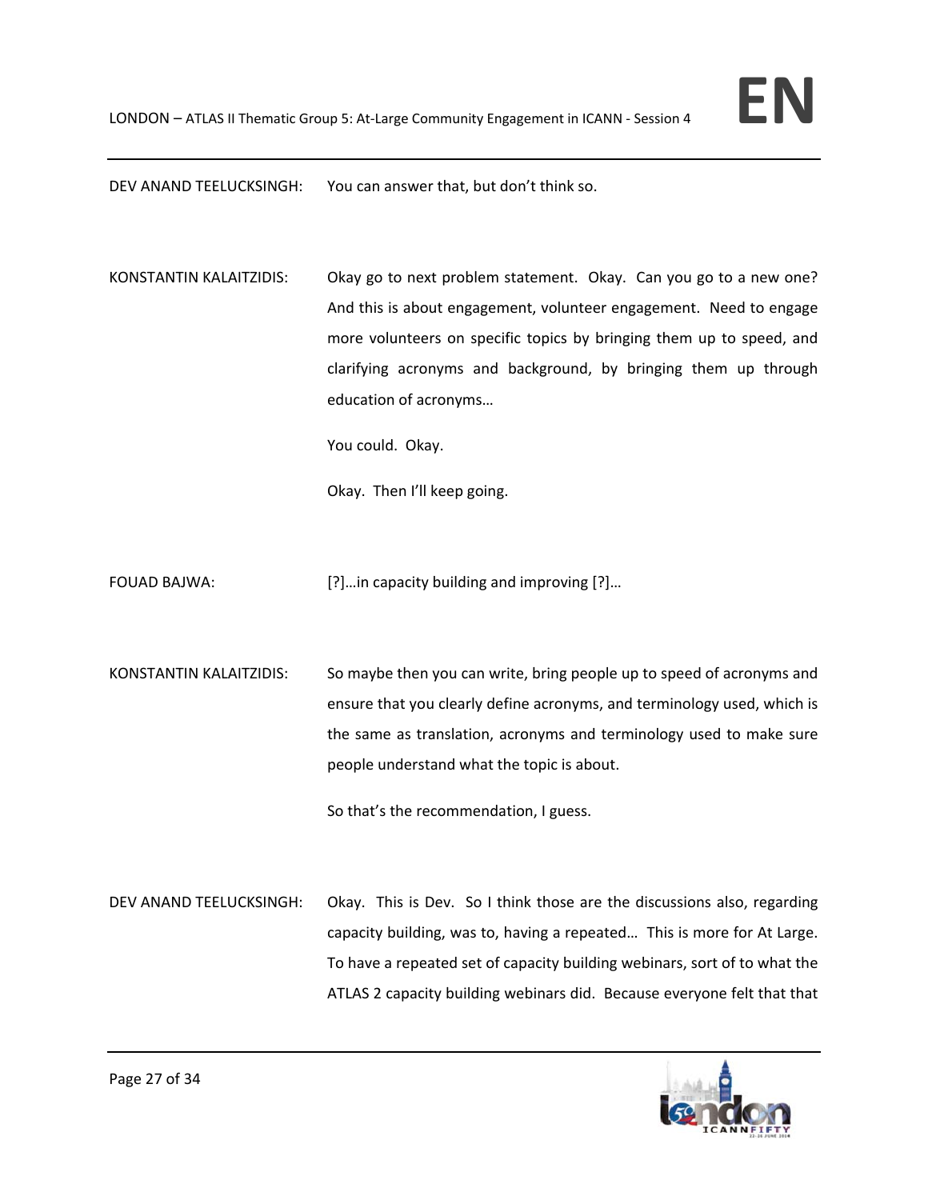DEV ANAND TEELUCKSINGH: You can answer that, but don't think so.

KONSTANTIN KALAITZIDIS: Okay go to next problem statement. Okay. Can you go to a new one? And this is about engagement, volunteer engagement. Need to engage more volunteers on specific topics by bringing them up to speed, and clarifying acronyms and background, by bringing them up through education of acronyms…

You could. Okay.

Okay. Then I'll keep going.

FOUAD BAJWA: [?]…in capacity building and improving [?]…

KONSTANTIN KALAITZIDIS: So maybe then you can write, bring people up to speed of acronyms and ensure that you clearly define acronyms, and terminology used, which is the same as translation, acronyms and terminology used to make sure people understand what the topic is about.

So that's the recommendation, I guess.

DEV ANAND TEELUCKSINGH: Okay. This is Dev. So I think those are the discussions also, regarding capacity building, was to, having a repeated… This is more for At Large. To have a repeated set of capacity building webinars, sort of to what the ATLAS 2 capacity building webinars did. Because everyone felt that that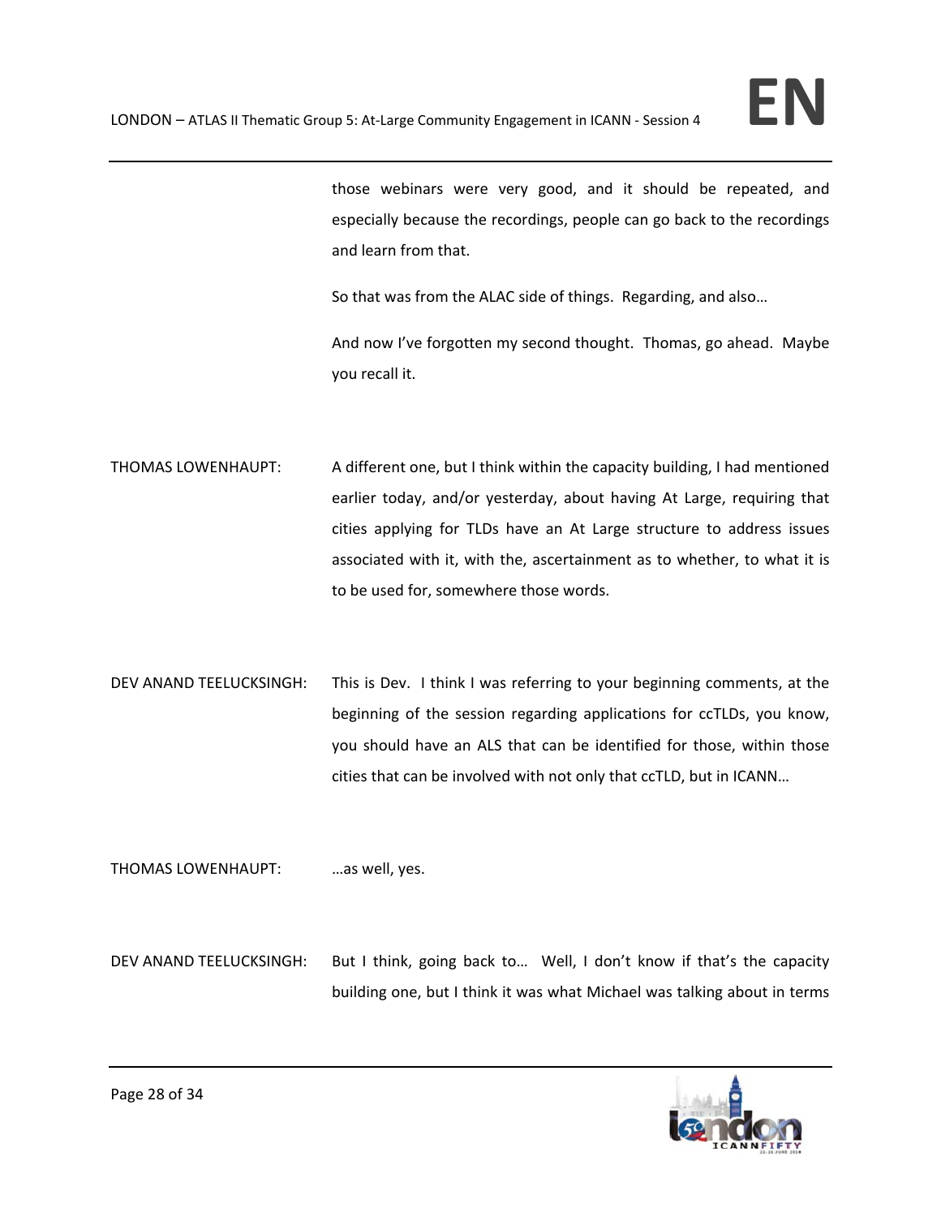those webinars were very good, and it should be repeated, and especially because the recordings, people can go back to the recordings and learn from that.

So that was from the ALAC side of things. Regarding, and also…

And now I've forgotten my second thought. Thomas, go ahead. Maybe you recall it.

THOMAS LOWENHAUPT: A different one, but I think within the capacity building, I had mentioned earlier today, and/or yesterday, about having At Large, requiring that cities applying for TLDs have an At Large structure to address issues associated with it, with the, ascertainment as to whether, to what it is to be used for, somewhere those words.

DEV ANAND TEELUCKSINGH: This is Dev. I think I was referring to your beginning comments, at the beginning of the session regarding applications for ccTLDs, you know, you should have an ALS that can be identified for those, within those cities that can be involved with not only that ccTLD, but in ICANN…

THOMAS LOWENHAUPT: …as well, yes.

DEV ANAND TEELUCKSINGH: But I think, going back to… Well, I don't know if that's the capacity building one, but I think it was what Michael was talking about in terms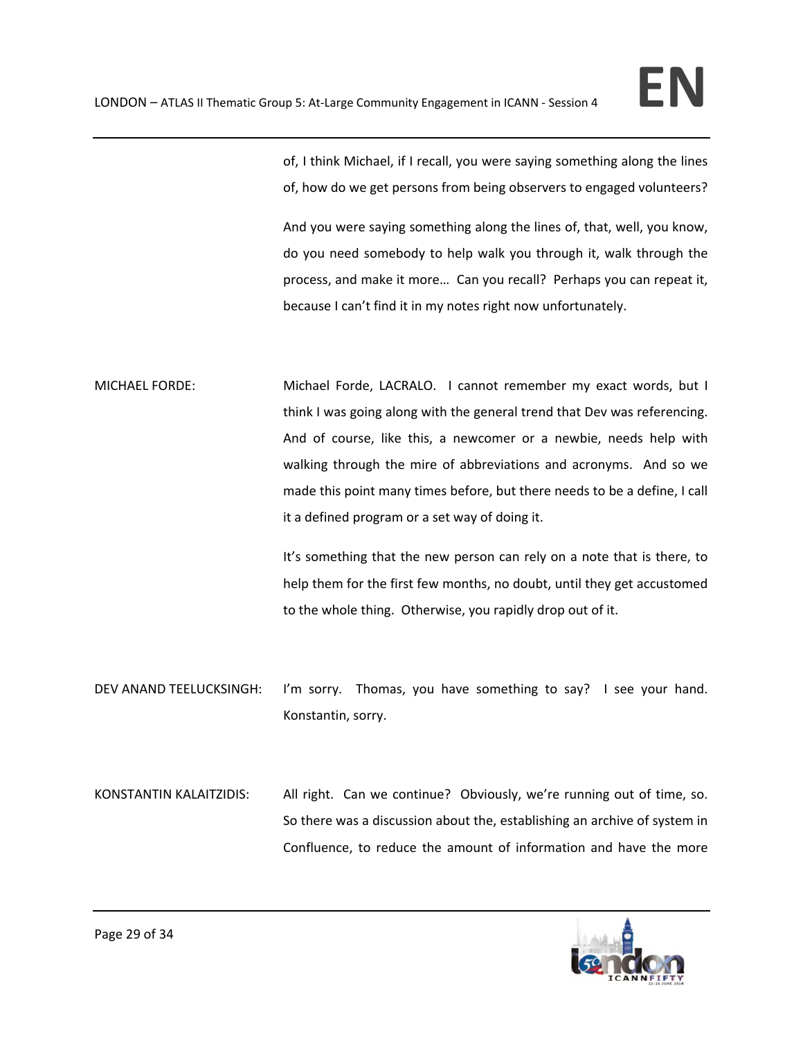of, I think Michael, if I recall, you were saying something along the lines of, how do we get persons from being observers to engaged volunteers?

And you were saying something along the lines of, that, well, you know, do you need somebody to help walk you through it, walk through the process, and make it more… Can you recall? Perhaps you can repeat it, because I can't find it in my notes right now unfortunately.

MICHAEL FORDE: Michael Forde, LACRALO. I cannot remember my exact words, but I think I was going along with the general trend that Dev was referencing. And of course, like this, a newcomer or a newbie, needs help with walking through the mire of abbreviations and acronyms. And so we made this point many times before, but there needs to be a define, I call it a defined program or a set way of doing it.

It's something that the new person can rely on a note that is there, to help them for the first few months, no doubt, until they get accustomed to the whole thing. Otherwise, you rapidly drop out of it.

DEV ANAND TEELUCKSINGH: I'm sorry. Thomas, you have something to say? I see your hand. Konstantin, sorry.

KONSTANTIN KALAITZIDIS: All right. Can we continue? Obviously, we're running out of time, so. So there was a discussion about the, establishing an archive of system in Confluence, to reduce the amount of information and have the more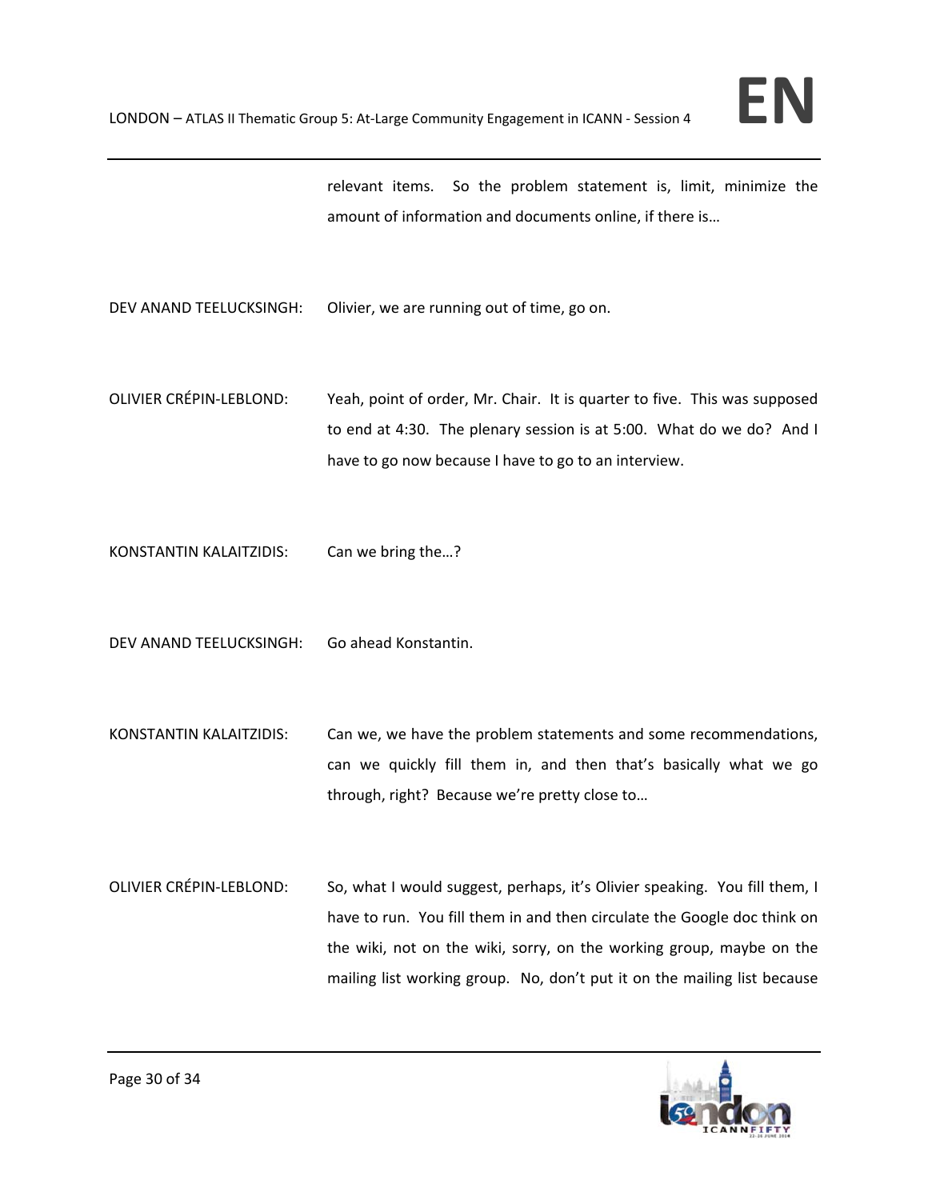relevant items. So the problem statement is, limit, minimize the amount of information and documents online, if there is…

DEV ANAND TEELUCKSINGH: Olivier, we are running out of time, go on.

OLIVIER CRÉPIN-LEBLOND: Yeah, point of order, Mr. Chair. It is quarter to five. This was supposed to end at 4:30. The plenary session is at 5:00. What do we do? And I have to go now because I have to go to an interview.

KONSTANTIN KALAITZIDIS: Can we bring the…?

DEV ANAND TEELUCKSINGH: Go ahead Konstantin.

KONSTANTIN KALAITZIDIS: Can we, we have the problem statements and some recommendations, can we quickly fill them in, and then that's basically what we go through, right? Because we're pretty close to…

OLIVIER CRÉPIN-LEBLOND: So, what I would suggest, perhaps, it's Olivier speaking. You fill them, I have to run. You fill them in and then circulate the Google doc think on the wiki, not on the wiki, sorry, on the working group, maybe on the mailing list working group. No, don't put it on the mailing list because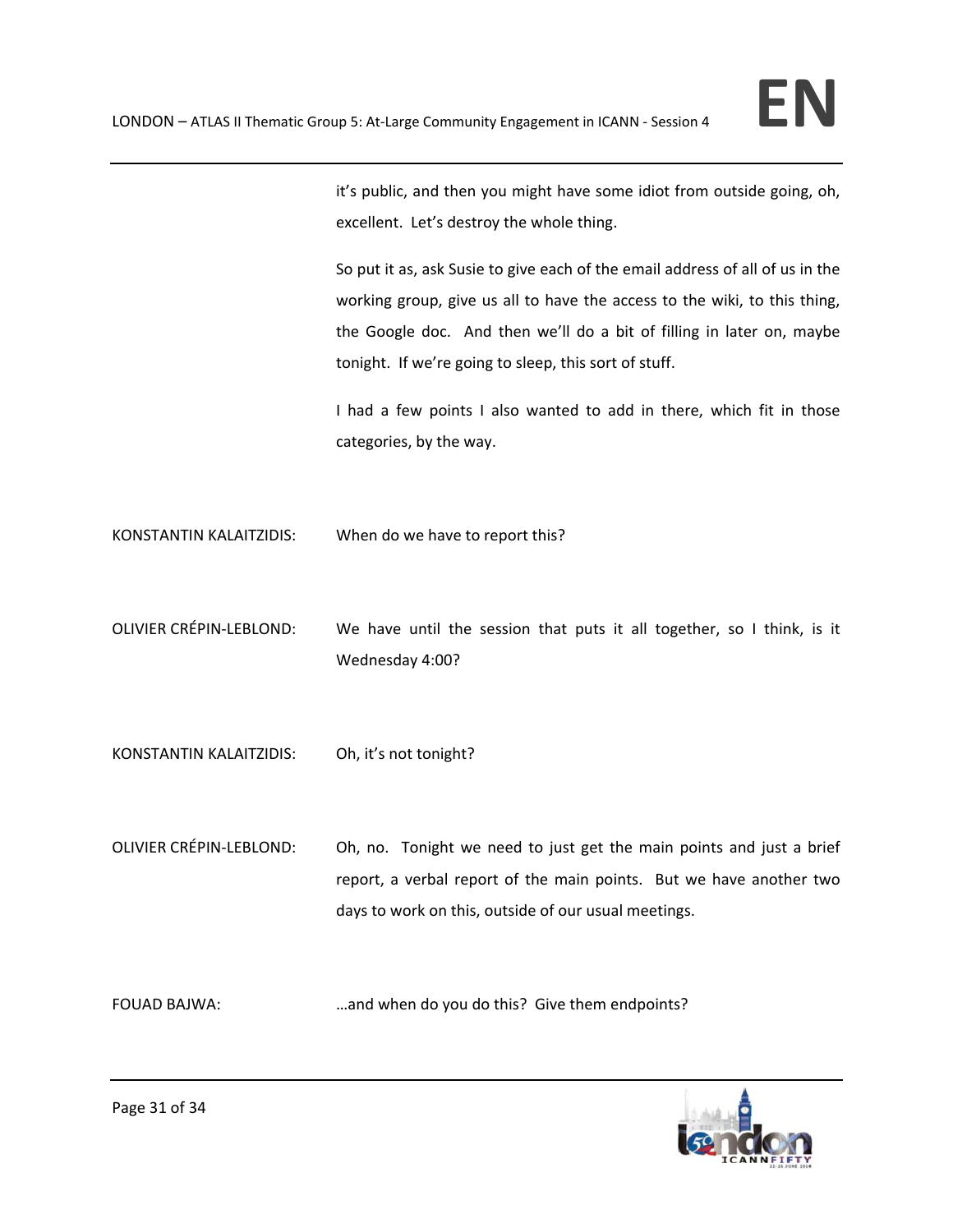it's public, and then you might have some idiot from outside going, oh, excellent. Let's destroy the whole thing.

So put it as, ask Susie to give each of the email address of all of us in the working group, give us all to have the access to the wiki, to this thing, the Google doc. And then we'll do a bit of filling in later on, maybe tonight. If we're going to sleep, this sort of stuff.

I had a few points I also wanted to add in there, which fit in those categories, by the way.

KONSTANTIN KALAITZIDIS: When do we have to report this?

OLIVIER CRÉPIN-LEBLOND: We have until the session that puts it all together, so I think, is it Wednesday 4:00?

KONSTANTIN KALAITZIDIS: Oh, it's not tonight?

OLIVIER CRÉPIN-LEBLOND: Oh, no. Tonight we need to just get the main points and just a brief report, a verbal report of the main points. But we have another two days to work on this, outside of our usual meetings.

FOUAD BAJWA: …and when do you do this? Give them endpoints?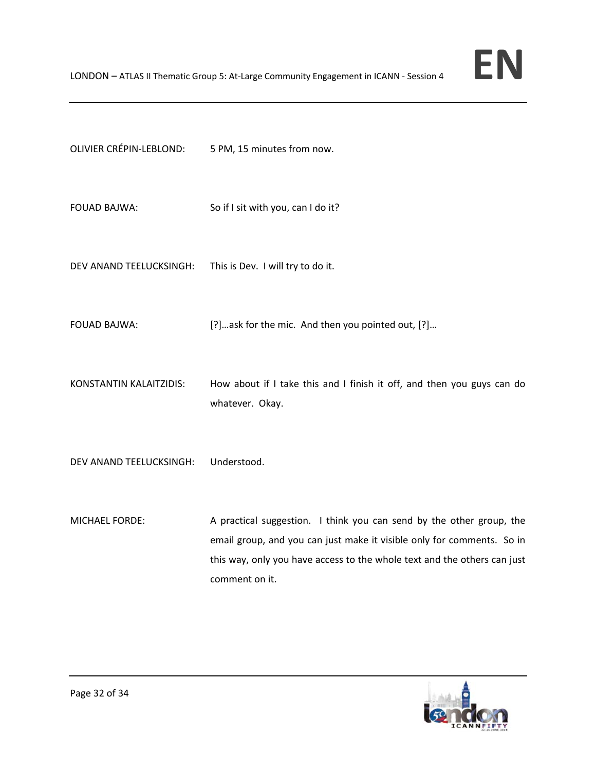OLIVIER CRÉPIN-LEBLOND: 5 PM, 15 minutes from now.

FOUAD BAJWA: So if I sit with you, can I do it?

DEV ANAND TEELUCKSINGH: This is Dev. I will try to do it.

FOUAD BAJWA: [?]…ask for the mic. And then you pointed out, [?]…

KONSTANTIN KALAITZIDIS: How about if I take this and I finish it off, and then you guys can do whatever. Okay.

DEV ANAND TEELUCKSINGH: Understood.

MICHAEL FORDE: A practical suggestion. I think you can send by the other group, the email group, and you can just make it visible only for comments. So in this way, only you have access to the whole text and the others can just comment on it.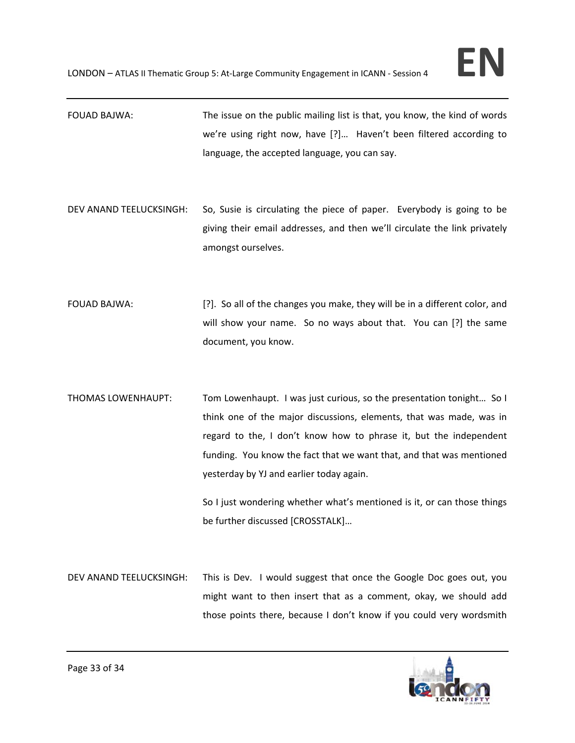FOUAD BAJWA: The issue on the public mailing list is that, you know, the kind of words we're using right now, have [?]… Haven't been filtered according to language, the accepted language, you can say.

DEV ANAND TEELUCKSINGH: So, Susie is circulating the piece of paper. Everybody is going to be giving their email addresses, and then we'll circulate the link privately amongst ourselves.

FOUAD BAJWA: [?]. So all of the changes you make, they will be in a different color, and will show your name. So no ways about that. You can [?] the same document, you know.

THOMAS LOWENHAUPT: Tom Lowenhaupt. I was just curious, so the presentation tonight… So I think one of the major discussions, elements, that was made, was in regard to the, I don't know how to phrase it, but the independent funding. You know the fact that we want that, and that was mentioned yesterday by YJ and earlier today again.

So I just wondering whether what's mentioned is it, or can those things be further discussed [CROSSTALK]…

DEV ANAND TEELUCKSINGH: This is Dev. I would suggest that once the Google Doc goes out, you might want to then insert that as a comment, okay, we should add those points there, because I don't know if you could very wordsmith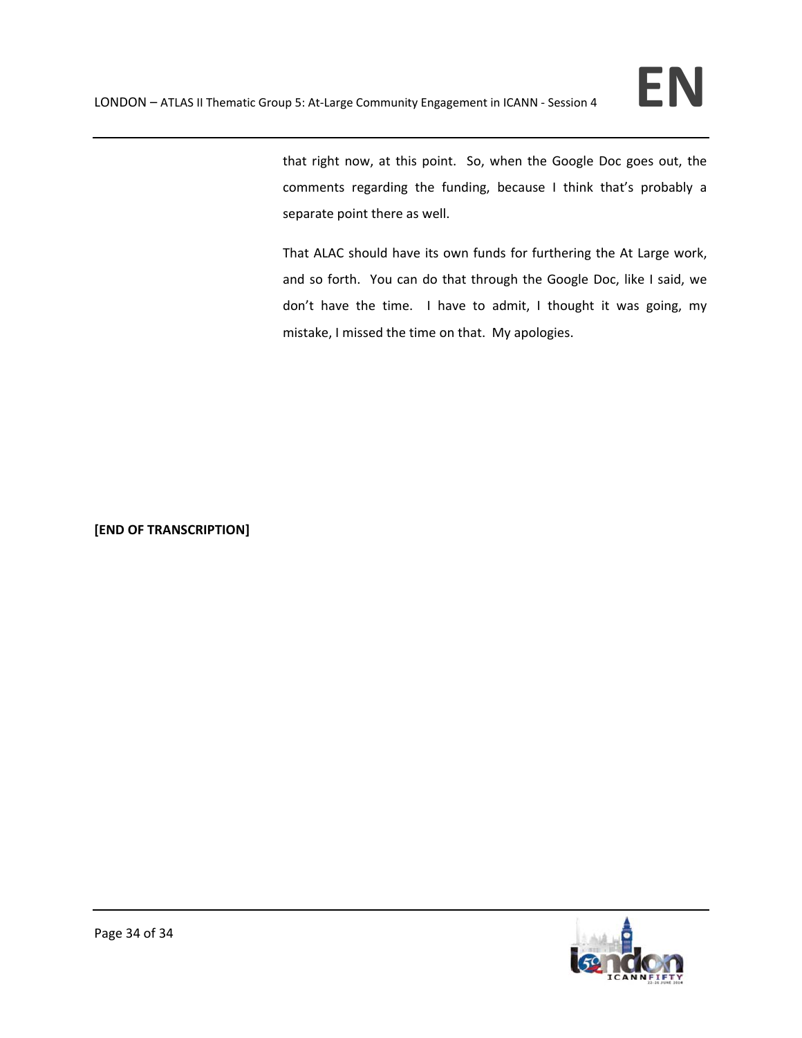that right now, at this point. So, when the Google Doc goes out, the comments regarding the funding, because I think that's probably a separate point there as well.

That ALAC should have its own funds for furthering the At Large work, and so forth. You can do that through the Google Doc, like I said, we don't have the time. I have to admit, I thought it was going, my mistake, I missed the time on that. My apologies.

**[END OF TRANSCRIPTION]**